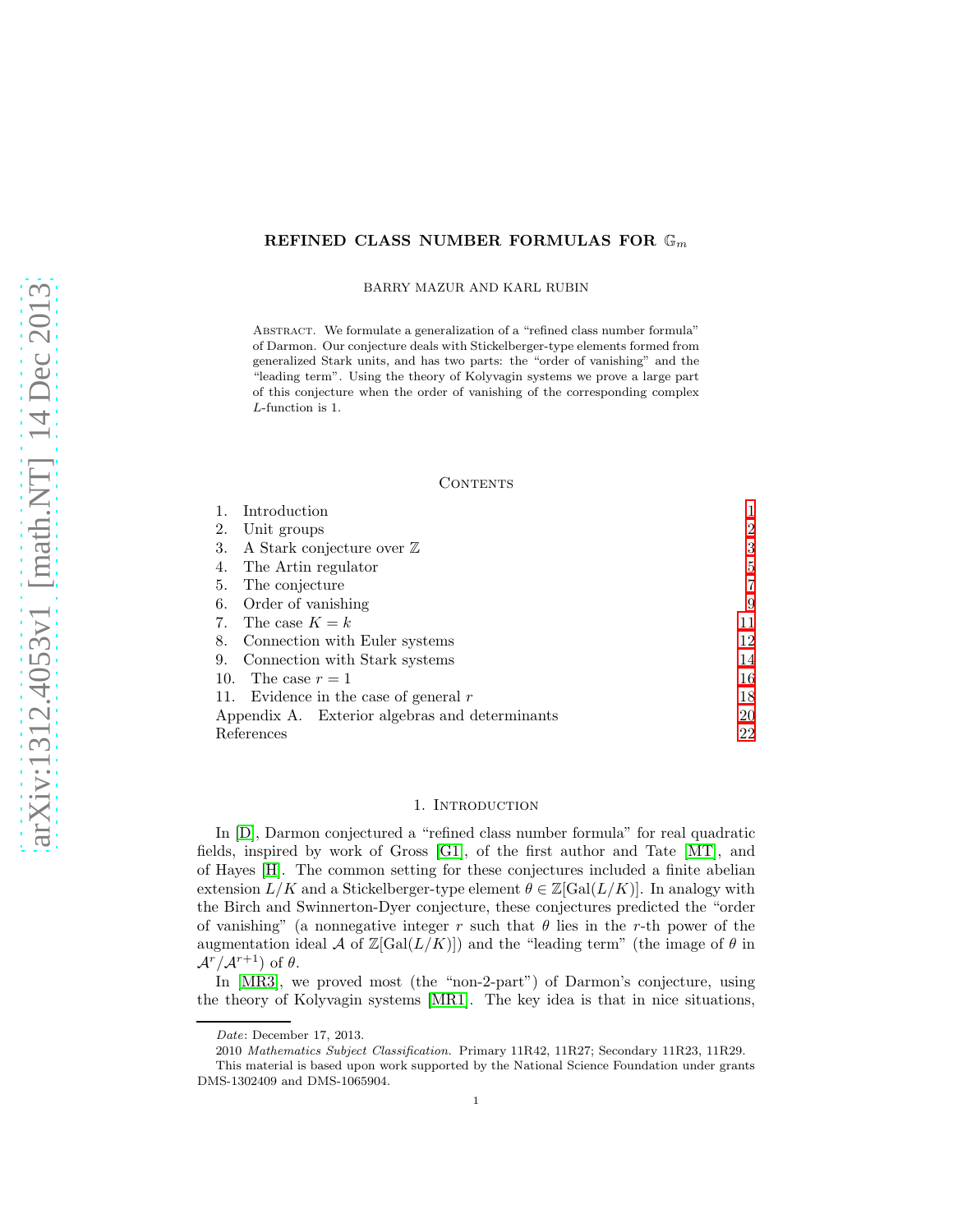# REFINED CLASS NUMBER FORMULAS FOR $\mathbb{G}_m$

BARRY MAZUR AND KARL RUBIN

Abstract. We formulate a generalization of a "refined class number formula" of Darmon. Our conjecture deals with Stickelberger-type elements formed from generalized Stark units, and has two parts: the "order of vanishing" and the "leading term". Using the theory of Kolyvagin systems we prove a large part of this conjecture when the order of vanishing of the corresponding complex $L$-function is 1.

## Contents

1. Introduction 1
2. Unit groups 2
3. A Stark conjecture over $\mathbb{Z}$ 3
4. The Artin regulator 5
5. The conjecture 7
6. Order of vanishing 9
7. The case $K = k$ 11
8. Connection with Euler systems 12
9. Connection with Stark systems 14
10. The case $r = 1$ 16
11. Evidence in the case of general $r$ 18

Appendix A. Exterior algebras and determinants 20

References 22

## 1. Introduction

In [D], Darmon conjectured a "refined class number formula" for real quadratic fields, inspired by work of Gross [G1], of the first author and Tate [MT], and of Hayes [H]. The common setting for these conjectures included a finite abelian extension $L/K$ and a Stickelberger-type element $\theta \in \mathbb{Z}[\mathrm{Gal}(L/K)]$. In analogy with the Birch and Swinnerton-Dyer conjecture, these conjectures predicted the "order of vanishing" (a nonnegative integer $r$ such that $\theta$ lies in the $r$-th power of the augmentation ideal $\mathcal{A}$ of $\mathbb{Z}[\mathrm{Gal}(L/K)]$) and the "leading term" (the image of $\theta$ in $\mathcal{A}^r/\mathcal{A}^{r+1}$) of $\theta$.

In [MR3], we proved most (the "non-2-part") of Darmon's conjecture, using the theory of Kolyvagin systems [MR1]. The key idea is that in nice situations,

*Date*: December 17, 2013.

2010 *Mathematics Subject Classification.* Primary 11R42, 11R27; Secondary 11R23, 11R29.

This material is based upon work supported by the National Science Foundation under grants DMS-1302409 and DMS-1065904.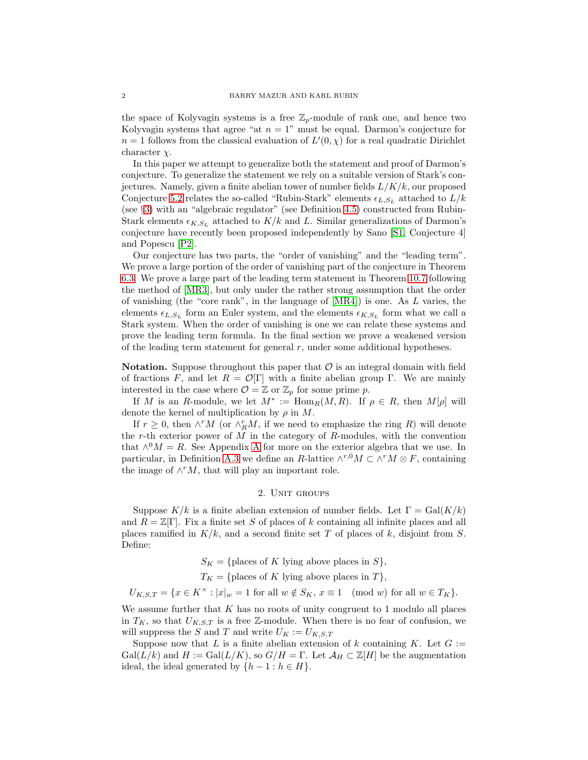the space of Kolyvagin systems is a free $\mathbb{Z}_p$-module of rank one, and hence two Kolyvagin systems that agree "at $n = 1$" must be equal. Darmon's conjecture for $n = 1$ follows from the classical evaluation of $L'(0, \chi)$ for a real quadratic Dirichlet character $\chi$.

In this paper we attempt to generalize both the statement and proof of Darmon's conjecture. To generalize the statement we rely on a suitable version of Stark's conjectures. Namely, given a finite abelian tower of number fields $L/K/k$, our proposed Conjecture 5.2 relates the so-called "Rubin-Stark" elements $\epsilon_{L,S_L}$ attached to $L/k$ (see §3) with an "algebraic regulator" (see Definition 4.5) constructed from Rubin-Stark elements $\epsilon_{K,S_L}$ attached to $K/k$ and $L$. Similar generalizations of Darmon's conjecture have recently been proposed independently by Sano [S1, Conjecture 4] and Popescu [P2].

Our conjecture has two parts, the "order of vanishing" and the "leading term". We prove a large portion of the order of vanishing part of the conjecture in Theorem 6.3. We prove a large part of the leading term statement in Theorem 10.7 following the method of [MR3], but only under the rather strong assumption that the order of vanishing (the "core rank", in the language of [MR4]) is one. As $L$ varies, the elements $\epsilon_{L,S_L}$ form an Euler system, and the elements $\epsilon_{K,S_L}$ form what we call a Stark system. When the order of vanishing is one we can relate these systems and prove the leading term formula. In the final section we prove a weakened version of the leading term statement for general $r$, under some additional hypotheses.

**Notation.** Suppose throughout this paper that $\mathcal{O}$ is an integral domain with field of fractions $F$, and let $R = \mathcal{O}[\Gamma]$ with a finite abelian group $\Gamma$. We are mainly interested in the case where $\mathcal{O} = \mathbb{Z}$ or $\mathbb{Z}_p$ for some prime $p$.

If $M$ is an $R$-module, we let $M^* := \operatorname{Hom}_R(M, R)$. If $\rho \in R$, then $M[\rho]$ will denote the kernel of multiplication by $\rho$ in $M$.

If $r \geq 0$, then $\wedge^r M$ (or $\wedge^r_R M$, if we need to emphasize the ring $R$) will denote the $r$-th exterior power of $M$ in the category of $R$-modules, with the convention that $\wedge^0 M = R$. See Appendix A for more on the exterior algebra that we use. In particular, in Definition A.3 we define an $R$-lattice $\wedge^{r,0} M \subset \wedge^r M \otimes F$, containing the image of $\wedge^r M$, that will play an important role.

## 2. Unit groups

Suppose $K/k$ is a finite abelian extension of number fields. Let $\Gamma = \operatorname{Gal}(K/k)$ and $R = \mathbb{Z}[\Gamma]$. Fix a finite set $S$ of places of $k$ containing all infinite places and all places ramified in $K/k$, and a second finite set $T$ of places of $k$, disjoint from $S$. Define:

$$S_K = \{\text{places of } K \text{ lying above places in } S\},$$
$$T_K = \{\text{places of } K \text{ lying above places in } T\},$$
$$U_{K,S,T} = \{x \in K^\times : |x|_w = 1 \text{ for all } w \notin S_K,\ x \equiv 1 \pmod{w} \text{ for all } w \in T_K\}.$$

We assume further that $K$ has no roots of unity congruent to 1 modulo all places in $T_K$, so that $U_{K,S,T}$ is a free $\mathbb{Z}$-module. When there is no fear of confusion, we will suppress the $S$ and $T$ and write $U_K := U_{K,S,T}$

Suppose now that $L$ is a finite abelian extension of $k$ containing $K$. Let $G := \operatorname{Gal}(L/k)$ and $H := \operatorname{Gal}(L/K)$, so $G/H = \Gamma$. Let $\mathcal{A}_H \subset \mathbb{Z}[H]$ be the augmentation ideal, the ideal generated by $\{h - 1 : h \in H\}$.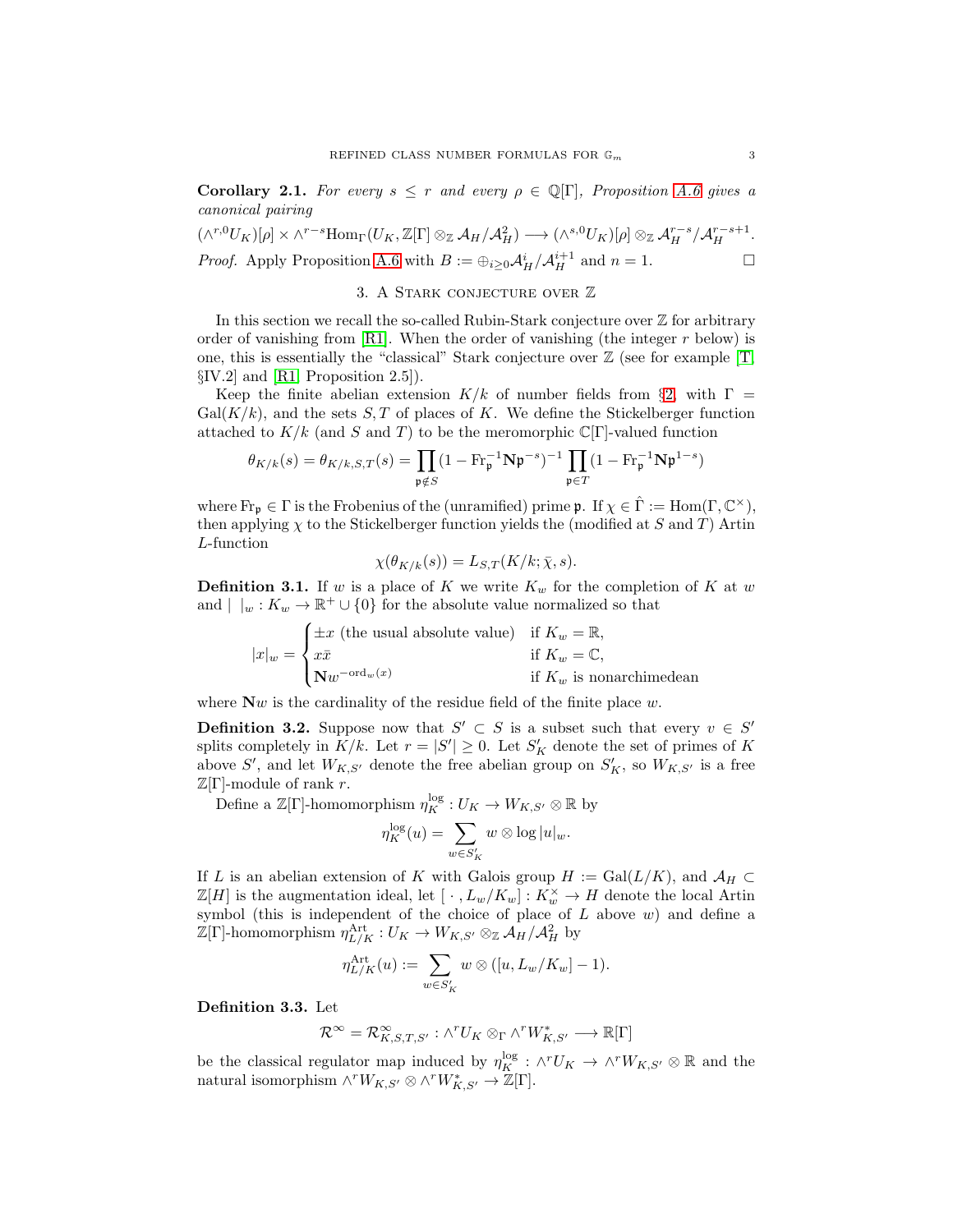**Corollary 2.1.** *For every $s \leq r$ and every $\rho \in \mathbb{Q}[\Gamma]$, Proposition A.6 gives a canonical pairing*

$$(\wedge^{r,0} U_K)[\rho] \times \wedge^{r-s} \mathrm{Hom}_\Gamma(U_K, \mathbb{Z}[\Gamma] \otimes_\mathbb{Z} \mathcal{A}_H/\mathcal{A}_H^2) \longrightarrow (\wedge^{s,0} U_K)[\rho] \otimes_\mathbb{Z} \mathcal{A}_H^{r-s}/\mathcal{A}_H^{r-s+1}.$$

*Proof.* Apply Proposition A.6 with $B := \oplus_{i \geq 0} \mathcal{A}_H^i/\mathcal{A}_H^{i+1}$ and $n = 1$. □

## 3. A Stark conjecture over $\mathbb{Z}$

In this section we recall the so-called Rubin-Stark conjecture over $\mathbb{Z}$ for arbitrary order of vanishing from [R1]. When the order of vanishing (the integer $r$ below) is one, this is essentially the "classical" Stark conjecture over $\mathbb{Z}$ (see for example [T, §IV.2] and [R1, Proposition 2.5]).

Keep the finite abelian extension $K/k$ of number fields from §2, with $\Gamma = \mathrm{Gal}(K/k)$, and the sets $S, T$ of places of $K$. We define the Stickelberger function attached to $K/k$ (and $S$ and $T$) to be the meromorphic $\mathbb{C}[\Gamma]$-valued function

$$\theta_{K/k}(s) = \theta_{K/k,S,T}(s) = \prod_{\mathfrak{p} \notin S} (1 - \mathrm{Fr}_\mathfrak{p}^{-1} \mathbf{N}\mathfrak{p}^{-s})^{-1} \prod_{\mathfrak{p} \in T} (1 - \mathrm{Fr}_\mathfrak{p}^{-1} \mathbf{N}\mathfrak{p}^{1-s})$$

where $\mathrm{Fr}_\mathfrak{p} \in \Gamma$ is the Frobenius of the (unramified) prime $\mathfrak{p}$. If $\chi \in \hat{\Gamma} := \mathrm{Hom}(\Gamma, \mathbb{C}^\times)$, then applying $\chi$ to the Stickelberger function yields the (modified at $S$ and $T$) Artin $L$-function

$$\chi(\theta_{K/k}(s)) = L_{S,T}(K/k; \bar{\chi}, s).$$

**Definition 3.1.** If $w$ is a place of $K$ we write $K_w$ for the completion of $K$ at $w$ and $|\ |_w : K_w \to \mathbb{R}^+ \cup \{0\}$ for the absolute value normalized so that

$$|x|_w = \begin{cases} \pm x \text{ (the usual absolute value)} & \text{if } K_w = \mathbb{R}, \\ x\bar{x} & \text{if } K_w = \mathbb{C}, \\ \mathbf{N}w^{-\mathrm{ord}_w(x)} & \text{if } K_w \text{ is nonarchimedean} \end{cases}$$

where $\mathbf{N}w$ is the cardinality of the residue field of the finite place $w$.

**Definition 3.2.** Suppose now that $S' \subset S$ is a subset such that every $v \in S'$ splits completely in $K/k$. Let $r = |S'| \geq 0$. Let $S'_K$ denote the set of primes of $K$ above $S'$, and let $W_{K,S'}$ denote the free abelian group on $S'_K$, so $W_{K,S'}$ is a free $\mathbb{Z}[\Gamma]$-module of rank $r$.

Define a $\mathbb{Z}[\Gamma]$-homomorphism $\eta_K^{\log} : U_K \to W_{K,S'} \otimes \mathbb{R}$ by

$$\eta_K^{\log}(u) = \sum_{w \in S'_K} w \otimes \log |u|_w.$$

If $L$ is an abelian extension of $K$ with Galois group $H := \mathrm{Gal}(L/K)$, and $\mathcal{A}_H \subset \mathbb{Z}[H]$ is the augmentation ideal, let $[\,\cdot\,, L_w/K_w] : K_w^\times \to H$ denote the local Artin symbol (this is independent of the choice of place of $L$ above $w$) and define a $\mathbb{Z}[\Gamma]$-homomorphism $\eta_{L/K}^{\mathrm{Art}} : U_K \to W_{K,S'} \otimes_\mathbb{Z} \mathcal{A}_H/\mathcal{A}_H^2$ by

$$\eta_{L/K}^{\mathrm{Art}}(u) := \sum_{w \in S'_K} w \otimes ([u, L_w/K_w] - 1).$$

**Definition 3.3.** Let

$$\mathcal{R}^\infty = \mathcal{R}^\infty_{K,S,T,S'} : \wedge^r U_K \otimes_\Gamma \wedge^r W^*_{K,S'} \longrightarrow \mathbb{R}[\Gamma]$$

be the classical regulator map induced by $\eta_K^{\log} : \wedge^r U_K \to \wedge^r W_{K,S'} \otimes \mathbb{R}$ and the natural isomorphism $\wedge^r W_{K,S'} \otimes \wedge^r W^*_{K,S'} \to \mathbb{Z}[\Gamma]$.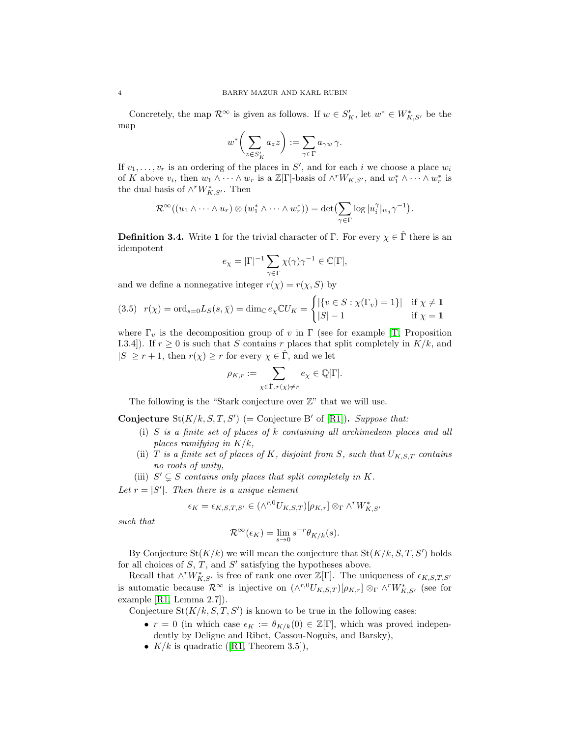Concretely, the map $\mathcal{R}^\infty$ is given as follows. If $w \in S'_K$, let $w^* \in W^*_{K,S'}$ be the map

$$w^*\Big(\sum_{z \in S'_K} a_z z\Big) := \sum_{\gamma \in \Gamma} a_{\gamma w}\,\gamma.$$

If $v_1, \ldots, v_r$ is an ordering of the places in $S'$, and for each $i$ we choose a place $w_i$ of $K$ above $v_i$, then $w_1 \wedge \cdots \wedge w_r$ is a $\mathbb{Z}[\Gamma]$-basis of $\wedge^r W_{K,S'}$, and $w_1^* \wedge \cdots \wedge w_r^*$ is the dual basis of $\wedge^r W^*_{K,S'}$. Then

$$\mathcal{R}^\infty((u_1 \wedge \cdots \wedge u_r) \otimes (w_1^* \wedge \cdots \wedge w_r^*)) = \det\big(\sum_{\gamma \in \Gamma} \log |u_i^\gamma|_{w_j} \gamma^{-1}\big).$$

**Definition 3.4.** Write $\mathbf{1}$ for the trivial character of $\Gamma$. For every $\chi \in \hat{\Gamma}$ there is an idempotent

$$e_\chi = |\Gamma|^{-1} \sum_{\gamma \in \Gamma} \chi(\gamma)\gamma^{-1} \in \mathbb{C}[\Gamma],$$

and we define a nonnegative integer $r(\chi) = r(\chi, S)$ by

$$(3.5)\quad r(\chi) = \mathrm{ord}_{s=0} L_S(s, \bar{\chi}) = \dim_{\mathbb{C}} e_\chi \mathbb{C} U_K = \begin{cases} |\{v \in S : \chi(\Gamma_v) = 1\}| & \text{if } \chi \neq \mathbf{1} \\ |S| - 1 & \text{if } \chi = \mathbf{1} \end{cases}$$

where $\Gamma_v$ is the decomposition group of $v$ in $\Gamma$ (see for example [T, Proposition I.3.4]). If $r \geq 0$ is such that $S$ contains $r$ places that split completely in $K/k$, and $|S| \geq r+1$, then $r(\chi) \geq r$ for every $\chi \in \hat{\Gamma}$, and we let

$$\rho_{K,r} := \sum_{\chi \in \hat{\Gamma}, r(\chi) \neq r} e_\chi \in \mathbb{Q}[\Gamma].$$

The following is the "Stark conjecture over $\mathbb{Z}$" that we will use.

**Conjecture** $\mathrm{St}(K/k, S, T, S')$ (= Conjecture B′ of [R1])**.** *Suppose that:*

(i) *$S$ is a finite set of places of $k$ containing all archimedean places and all places ramifying in $K/k$,*

(ii) *$T$ is a finite set of places of $K$, disjoint from $S$, such that $U_{K,S,T}$ contains no roots of unity,*

(iii) *$S' \subsetneq S$ contains only places that split completely in $K$.*

*Let $r = |S'|$. Then there is a unique element*

$$\epsilon_K = \epsilon_{K,S,T,S'} \in (\wedge^{r,0} U_{K,S,T})[\rho_{K,r}] \otimes_\Gamma \wedge^r W^*_{K,S'}$$

*such that*

$$\mathcal{R}^\infty(\epsilon_K) = \lim_{s \to 0} s^{-r} \theta_{K/k}(s).$$

By Conjecture $\mathrm{St}(K/k)$ we will mean the conjecture that $\mathrm{St}(K/k, S, T, S')$ holds for all choices of $S$, $T$, and $S'$ satisfying the hypotheses above.

Recall that $\wedge^r W^*_{K,S'}$ is free of rank one over $\mathbb{Z}[\Gamma]$. The uniqueness of $\epsilon_{K,S,T,S'}$ is automatic because $\mathcal{R}^\infty$ is injective on $(\wedge^{r,0} U_{K,S,T})[\rho_{K,r}] \otimes_\Gamma \wedge^r W^*_{K,S'}$ (see for example [R1, Lemma 2.7]).

Conjecture $\mathrm{St}(K/k, S, T, S')$ is known to be true in the following cases:

- $r = 0$ (in which case $\epsilon_K := \theta_{K/k}(0) \in \mathbb{Z}[\Gamma]$, which was proved independently by Deligne and Ribet, Cassou-Noguès, and Barsky),
- $K/k$ is quadratic ([R1, Theorem 3.5]),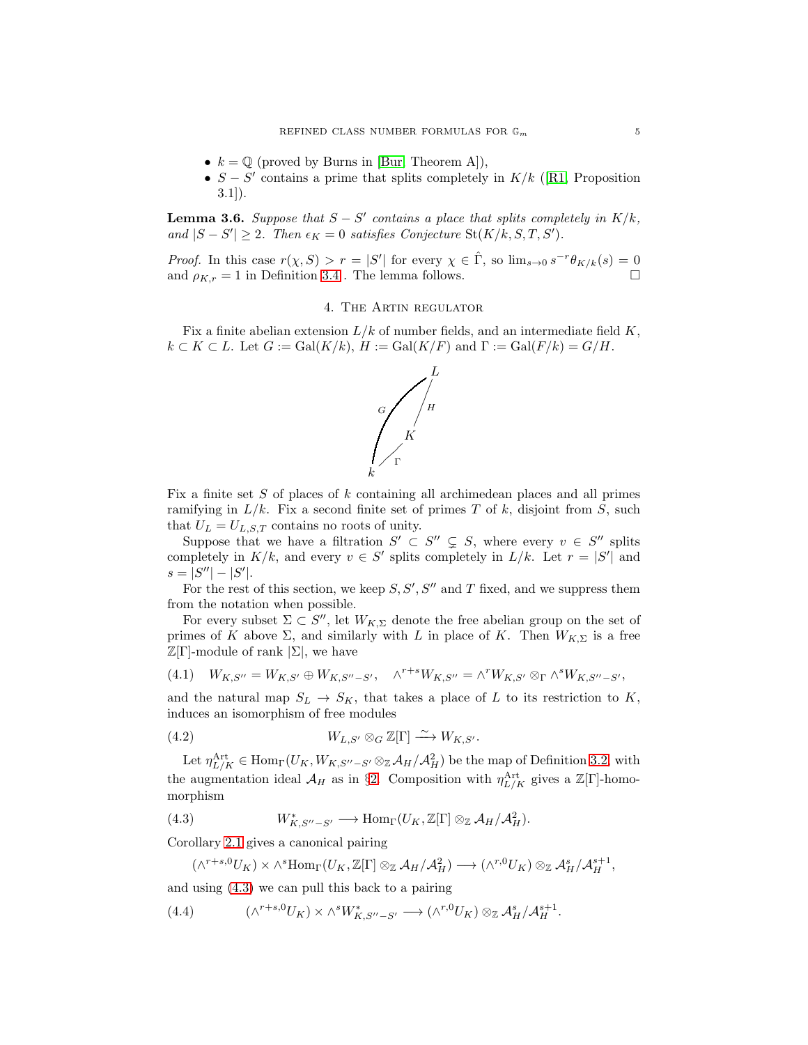- $k = \mathbb{Q}$ (proved by Burns in [Bur, Theorem A]),
- $S - S'$ contains a prime that splits completely in $K/k$ ([R1, Proposition 3.1]).

**Lemma 3.6.** *Suppose that $S - S'$ contains a place that splits completely in $K/k$, and $|S - S'| \geq 2$. Then $\epsilon_K = 0$ satisfies Conjecture* $\mathrm{St}(K/k, S, T, S')$.

*Proof.* In this case $r(\chi, S) > r = |S'|$ for every $\chi \in \hat{\Gamma}$, so $\lim_{s \to 0} s^{-r}\theta_{K/k}(s) = 0$ and $\rho_{K,r} = 1$ in Definition 3.4. The lemma follows. $\square$

## 4. The Artin regulator

Fix a finite abelian extension $L/k$ of number fields, and an intermediate field $K$, $k \subset K \subset L$. Let $G := \mathrm{Gal}(K/k)$, $H := \mathrm{Gal}(K/F)$ and $\Gamma := \mathrm{Gal}(F/k) = G/H$.

Fix a finite set $S$ of places of $k$ containing all archimedean places and all primes ramifying in $L/k$. Fix a second finite set of primes $T$ of $k$, disjoint from $S$, such that $U_L = U_{L,S,T}$ contains no roots of unity.

Suppose that we have a filtration $S' \subset S'' \subsetneq S$, where every $v \in S''$ splits completely in $K/k$, and every $v \in S'$ splits completely in $L/k$. Let $r = |S'|$ and $s = |S''| - |S'|$.

For the rest of this section, we keep $S, S', S''$ and $T$ fixed, and we suppress them from the notation when possible.

For every subset $\Sigma \subset S''$, let $W_{K,\Sigma}$ denote the free abelian group on the set of primes of $K$ above $\Sigma$, and similarly with $L$ in place of $K$. Then $W_{K,\Sigma}$ is a free $\mathbb{Z}[\Gamma]$-module of rank $|\Sigma|$, we have

$$W_{K,S''} = W_{K,S'} \oplus W_{K,S''-S'}, \quad \wedge^{r+s} W_{K,S''} = \wedge^r W_{K,S'} \otimes_\Gamma \wedge^s W_{K,S''-S'}, \tag{4.1}$$

and the natural map $S_L \to S_K$, that takes a place of $L$ to its restriction to $K$, induces an isomorphism of free modules

$$W_{L,S'} \otimes_G \mathbb{Z}[\Gamma] \xrightarrow{\sim} W_{K,S'}. \tag{4.2}$$

Let $\eta^{\mathrm{Art}}_{L/K} \in \mathrm{Hom}_\Gamma(U_K, W_{K,S''-S'} \otimes_\mathbb{Z} \mathcal{A}_H/\mathcal{A}_H^2)$ be the map of Definition 3.2, with the augmentation ideal $\mathcal{A}_H$ as in §2. Composition with $\eta^{\mathrm{Art}}_{L/K}$ gives a $\mathbb{Z}[\Gamma]$-homomorphism

$$W^*_{K,S''-S'} \longrightarrow \mathrm{Hom}_\Gamma(U_K, \mathbb{Z}[\Gamma] \otimes_\mathbb{Z} \mathcal{A}_H/\mathcal{A}_H^2). \tag{4.3}$$

Corollary 2.1 gives a canonical pairing

$$(\wedge^{r+s,0} U_K) \times \wedge^s \mathrm{Hom}_\Gamma(U_K, \mathbb{Z}[\Gamma] \otimes_\mathbb{Z} \mathcal{A}_H/\mathcal{A}_H^2) \longrightarrow (\wedge^{r,0} U_K) \otimes_\mathbb{Z} \mathcal{A}_H^s/\mathcal{A}_H^{s+1},$$

and using (4.3) we can pull this back to a pairing

$$(\wedge^{r+s,0} U_K) \times \wedge^s W^*_{K,S''-S'} \longrightarrow (\wedge^{r,0} U_K) \otimes_\mathbb{Z} \mathcal{A}_H^s/\mathcal{A}_H^{s+1}. \tag{4.4}$$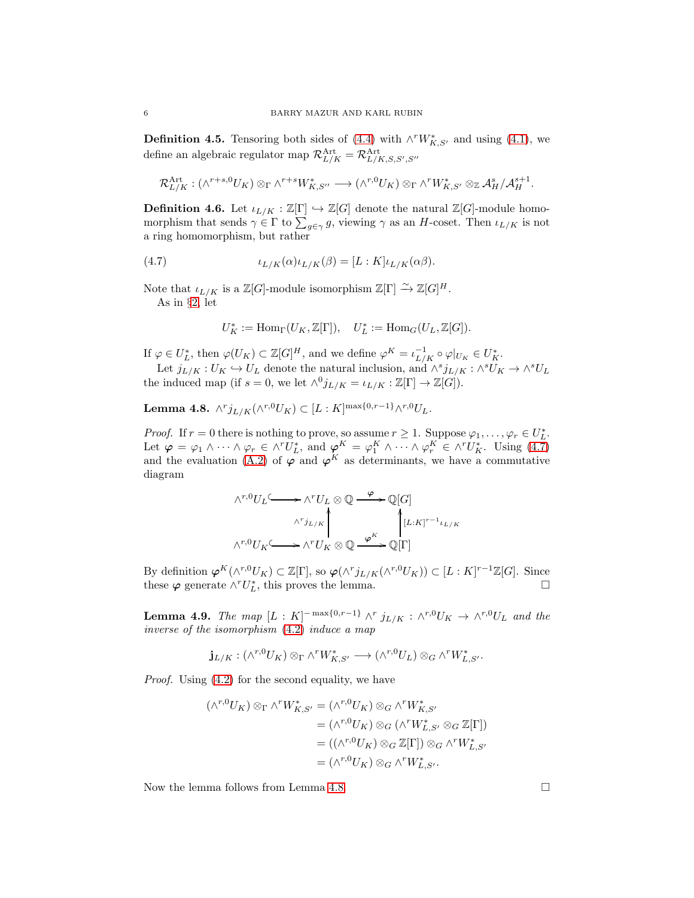**Definition 4.5.** Tensoring both sides of (4.4) with $\wedge^r W^*_{K,S'}$ and using (4.1), we define an algebraic regulator map $\mathcal{R}^{\mathrm{Art}}_{L/K} = \mathcal{R}^{\mathrm{Art}}_{L/K,S,S',S''}$

$$\mathcal{R}^{\mathrm{Art}}_{L/K} : (\wedge^{r+s,0} U_K) \otimes_\Gamma \wedge^{r+s} W^*_{K,S''} \longrightarrow (\wedge^{r,0} U_K) \otimes_\Gamma \wedge^r W^*_{K,S'} \otimes_{\mathbb{Z}} \mathcal{A}^s_H / \mathcal{A}^{s+1}_H.$$

**Definition 4.6.** Let $\iota_{L/K} : \mathbb{Z}[\Gamma] \hookrightarrow \mathbb{Z}[G]$ denote the natural $\mathbb{Z}[G]$-module homomorphism that sends $\gamma \in \Gamma$ to $\sum_{g \in \gamma} g$, viewing $\gamma$ as an $H$-coset. Then $\iota_{L/K}$ is not a ring homomorphism, but rather

$$\iota_{L/K}(\alpha)\iota_{L/K}(\beta) = [L:K]\iota_{L/K}(\alpha\beta). \tag{4.7}$$

Note that $\iota_{L/K}$ is a $\mathbb{Z}[G]$-module isomorphism $\mathbb{Z}[\Gamma] \xrightarrow{\sim} \mathbb{Z}[G]^H$.

As in §2, let

$$U^*_K := \mathrm{Hom}_\Gamma(U_K, \mathbb{Z}[\Gamma]), \quad U^*_L := \mathrm{Hom}_G(U_L, \mathbb{Z}[G]).$$

If $\varphi \in U^*_L$, then $\varphi(U_K) \subset \mathbb{Z}[G]^H$, and we define $\varphi^K = \iota^{-1}_{L/K} \circ \varphi|_{U_K} \in U^*_K$.

Let $j_{L/K} : U_K \hookrightarrow U_L$ denote the natural inclusion, and $\wedge^s j_{L/K} : \wedge^s U_K \to \wedge^s U_L$ the induced map (if $s = 0$, we let $\wedge^0 j_{L/K} = \iota_{L/K} : \mathbb{Z}[\Gamma] \to \mathbb{Z}[G]$).

**Lemma 4.8.** $\wedge^r j_{L/K}(\wedge^{r,0} U_K) \subset [L:K]^{\max\{0,r-1\}} \wedge^{r,0} U_L$.

*Proof.* If $r = 0$ there is nothing to prove, so assume $r \geq 1$. Suppose $\varphi_1, \ldots, \varphi_r \in U^*_L$. Let $\boldsymbol{\varphi} = \varphi_1 \wedge \cdots \wedge \varphi_r \in \wedge^r U^*_L$, and $\boldsymbol{\varphi}^K = \varphi^K_1 \wedge \cdots \wedge \varphi^K_r \in \wedge^r U^*_K$. Using (4.7) and the evaluation (A.2) of $\boldsymbol{\varphi}$ and $\boldsymbol{\varphi}^K$ as determinants, we have a commutative diagram

$$\begin{array}{ccccc}
\wedge^{r,0} U_L & \hookrightarrow & \wedge^r U_L \otimes \mathbb{Q} & \xrightarrow{\boldsymbol{\varphi}} & \mathbb{Q}[G] \\
& & \uparrow{\scriptstyle \wedge^r j_{L/K}} & & \uparrow{\scriptstyle [L:K]^{r-1}\iota_{L/K}} \\
\wedge^{r,0} U_K & \hookrightarrow & \wedge^r U_K \otimes \mathbb{Q} & \xrightarrow{\boldsymbol{\varphi}^K} & \mathbb{Q}[\Gamma]
\end{array}$$

By definition $\boldsymbol{\varphi}^K(\wedge^{r,0} U_K) \subset \mathbb{Z}[\Gamma]$, so $\boldsymbol{\varphi}(\wedge^r j_{L/K}(\wedge^{r,0} U_K)) \subset [L:K]^{r-1}\mathbb{Z}[G]$. Since these $\boldsymbol{\varphi}$ generate $\wedge^r U^*_L$, this proves the lemma. □

**Lemma 4.9.** *The map $[L:K]^{-\max\{0,r-1\}} \wedge^r j_{L/K} : \wedge^{r,0} U_K \to \wedge^{r,0} U_L$ and the inverse of the isomorphism (4.2) induce a map*

$$\mathbf{j}_{L/K} : (\wedge^{r,0} U_K) \otimes_\Gamma \wedge^r W^*_{K,S'} \longrightarrow (\wedge^{r,0} U_L) \otimes_G \wedge^r W^*_{L,S'}.$$

*Proof.* Using (4.2) for the second equality, we have

$$\begin{aligned}
(\wedge^{r,0} U_K) \otimes_\Gamma \wedge^r W^*_{K,S'} &= (\wedge^{r,0} U_K) \otimes_G \wedge^r W^*_{K,S'} \\
&= (\wedge^{r,0} U_K) \otimes_G (\wedge^r W^*_{L,S'} \otimes_G \mathbb{Z}[\Gamma]) \\
&= ((\wedge^{r,0} U_K) \otimes_G \mathbb{Z}[\Gamma]) \otimes_G \wedge^r W^*_{L,S'} \\
&= (\wedge^{r,0} U_K) \otimes_G \wedge^r W^*_{L,S'}.
\end{aligned}$$

Now the lemma follows from Lemma 4.8. □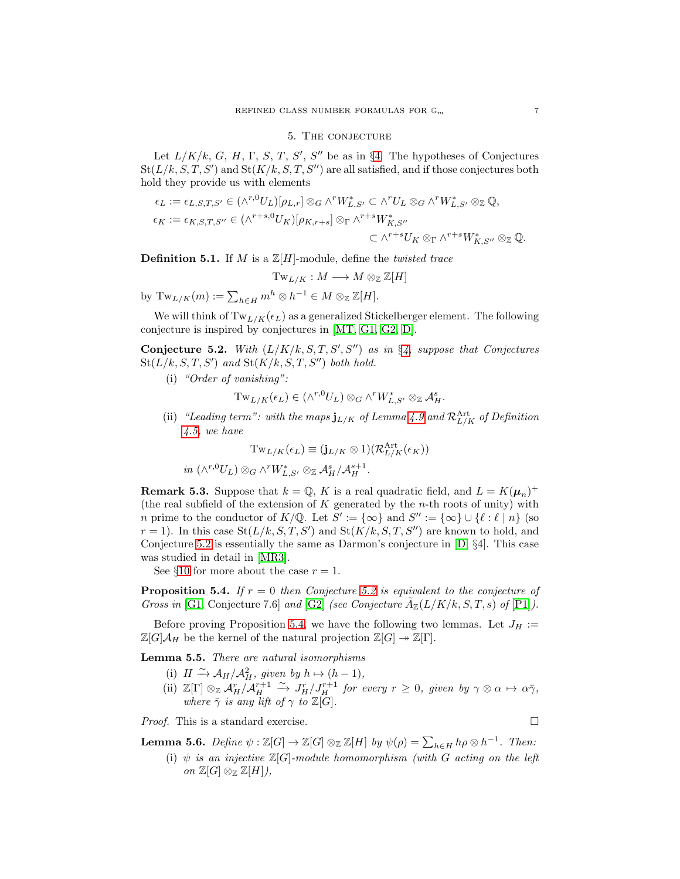## 5. The conjecture

Let $L/K/k$, $G$, $H$, $\Gamma$, $S$, $T$, $S'$, $S''$ be as in §4. The hypotheses of Conjectures $\mathrm{St}(L/k, S, T, S')$ and $\mathrm{St}(K/k, S, T, S'')$ are all satisfied, and if those conjectures both hold they provide us with elements

$$\epsilon_L := \epsilon_{L,S,T,S'} \in (\wedge^{r,0} U_L)[\rho_{L,r}] \otimes_G \wedge^r W^*_{L,S'} \subset \wedge^r U_L \otimes_G \wedge^r W^*_{L,S'} \otimes_{\mathbb{Z}} \mathbb{Q},$$
$$\epsilon_K := \epsilon_{K,S,T,S''} \in (\wedge^{r+s,0} U_K)[\rho_{K,r+s}] \otimes_\Gamma \wedge^{r+s} W^*_{K,S''} \subset \wedge^{r+s} U_K \otimes_\Gamma \wedge^{r+s} W^*_{K,S''} \otimes_{\mathbb{Z}} \mathbb{Q}.$$

**Definition 5.1.** If $M$ is a $\mathbb{Z}[H]$-module, define the *twisted trace*

$$\mathrm{Tw}_{L/K} : M \longrightarrow M \otimes_{\mathbb{Z}} \mathbb{Z}[H]$$

by $\mathrm{Tw}_{L/K}(m) := \sum_{h \in H} m^h \otimes h^{-1} \in M \otimes_{\mathbb{Z}} \mathbb{Z}[H]$.

We will think of $\mathrm{Tw}_{L/K}(\epsilon_L)$ as a generalized Stickelberger element. The following conjecture is inspired by conjectures in [MT, G1, G2, D].

**Conjecture 5.2.** *With $(L/K/k, S, T, S', S'')$ as in §4, suppose that Conjectures $\mathrm{St}(L/k, S, T, S')$ and $\mathrm{St}(K/k, S, T, S'')$ both hold.*

(i) *"Order of vanishing":*

$$\mathrm{Tw}_{L/K}(\epsilon_L) \in (\wedge^{r,0} U_L) \otimes_G \wedge^r W^*_{L,S'} \otimes_{\mathbb{Z}} \mathcal{A}^s_H.$$

(ii) *"Leading term": with the maps $\mathbf{j}_{L/K}$ of Lemma 4.9 and $\mathcal{R}^{\mathrm{Art}}_{L/K}$ of Definition 4.5, we have*

$$\mathrm{Tw}_{L/K}(\epsilon_L) \equiv (\mathbf{j}_{L/K} \otimes 1)(\mathcal{R}^{\mathrm{Art}}_{L/K}(\epsilon_K))$$

*in $(\wedge^{r,0} U_L) \otimes_G \wedge^r W^*_{L,S'} \otimes_{\mathbb{Z}} \mathcal{A}^s_H / \mathcal{A}^{s+1}_H$.*

**Remark 5.3.** Suppose that $k = \mathbb{Q}$, $K$ is a real quadratic field, and $L = K(\boldsymbol{\mu}_n)^+$ (the real subfield of the extension of $K$ generated by the $n$-th roots of unity) with $n$ prime to the conductor of $K/\mathbb{Q}$. Let $S' := \{\infty\}$ and $S'' := \{\infty\} \cup \{\ell : \ell \mid n\}$ (so $r = 1$). In this case $\mathrm{St}(L/k, S, T, S')$ and $\mathrm{St}(K/k, S, T, S'')$ are known to hold, and Conjecture 5.2 is essentially the same as Darmon's conjecture in [D, §4]. This case was studied in detail in [MR3].

See §10 for more about the case $r = 1$.

**Proposition 5.4.** *If $r = 0$ then Conjecture 5.2 is equivalent to the conjecture of Gross in* [G1, Conjecture 7.6] *and* [G2] *(see Conjecture $\tilde{A}_{\mathbb{Z}}(L/K/k, S, T, s)$ of* [P1]*).*

Before proving Proposition 5.4, we have the following two lemmas. Let $J_H := \mathbb{Z}[G]\mathcal{A}_H$ be the kernel of the natural projection $\mathbb{Z}[G] \twoheadrightarrow \mathbb{Z}[\Gamma]$.

**Lemma 5.5.** *There are natural isomorphisms*

(i) *$H \xrightarrow{\sim} \mathcal{A}_H / \mathcal{A}^2_H$, given by $h \mapsto (h - 1)$,*

(ii) *$\mathbb{Z}[\Gamma] \otimes_{\mathbb{Z}} \mathcal{A}^r_H / \mathcal{A}^{r+1}_H \xrightarrow{\sim} J^r_H / J^{r+1}_H$ for every $r \geq 0$, given by $\gamma \otimes \alpha \mapsto \alpha\bar{\gamma}$, where $\bar{\gamma}$ is any lift of $\gamma$ to $\mathbb{Z}[G]$.*

*Proof.* This is a standard exercise. $\square$

**Lemma 5.6.** *Define $\psi : \mathbb{Z}[G] \to \mathbb{Z}[G] \otimes_{\mathbb{Z}} \mathbb{Z}[H]$ by $\psi(\rho) = \sum_{h \in H} h\rho \otimes h^{-1}$. Then:*

(i) *$\psi$ is an injective $\mathbb{Z}[G]$-module homomorphism (with $G$ acting on the left on $\mathbb{Z}[G] \otimes_{\mathbb{Z}} \mathbb{Z}[H]$),*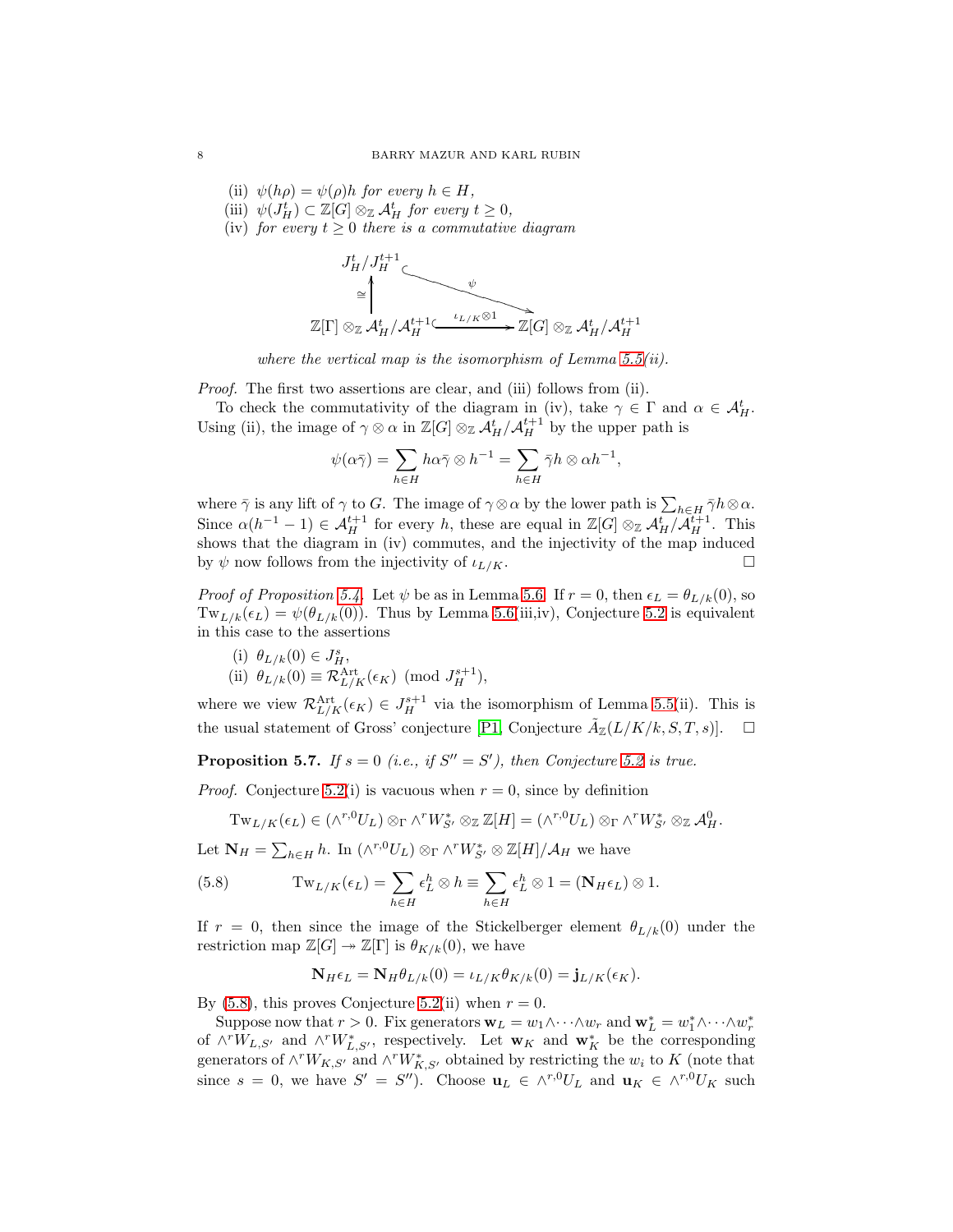(ii) $\psi(h\rho) = \psi(\rho)h$ *for every* $h \in H$,

(iii) $\psi(J_H^t) \subset \mathbb{Z}[G] \otimes_{\mathbb{Z}} \mathcal{A}_H^t$ *for every* $t \geq 0$,

(iv) *for every* $t \geq 0$ *there is a commutative diagram*

$$\begin{array}{ccc} J_H^t/J_H^{t+1} & \xrightarrow{\ \psi\ } & \\ \cong \uparrow & & \searrow \\ \mathbb{Z}[\Gamma] \otimes_{\mathbb{Z}} \mathcal{A}_H^t/\mathcal{A}_H^{t+1} & \xrightarrow{\iota_{L/K} \otimes 1} & \mathbb{Z}[G] \otimes_{\mathbb{Z}} \mathcal{A}_H^t/\mathcal{A}_H^{t+1} \end{array}$$

*where the vertical map is the isomorphism of Lemma 5.5(ii).*

*Proof.* The first two assertions are clear, and (iii) follows from (ii).

To check the commutativity of the diagram in (iv), take $\gamma \in \Gamma$ and $\alpha \in \mathcal{A}_H^t$. Using (ii), the image of $\gamma \otimes \alpha$ in $\mathbb{Z}[G] \otimes_{\mathbb{Z}} \mathcal{A}_H^t/\mathcal{A}_H^{t+1}$ by the upper path is

$$\psi(\alpha\bar{\gamma}) = \sum_{h \in H} h\alpha\bar{\gamma} \otimes h^{-1} = \sum_{h \in H} \bar{\gamma}h \otimes \alpha h^{-1},$$

where $\bar{\gamma}$ is any lift of $\gamma$ to $G$. The image of $\gamma \otimes \alpha$ by the lower path is $\sum_{h \in H} \bar{\gamma}h \otimes \alpha$. Since $\alpha(h^{-1} - 1) \in \mathcal{A}_H^{t+1}$ for every $h$, these are equal in $\mathbb{Z}[G] \otimes_{\mathbb{Z}} \mathcal{A}_H^t/\mathcal{A}_H^{t+1}$. This shows that the diagram in (iv) commutes, and the injectivity of the map induced by $\psi$ now follows from the injectivity of $\iota_{L/K}$. $\square$

*Proof of Proposition 5.4.* Let $\psi$ be as in Lemma 5.6. If $r = 0$, then $\epsilon_L = \theta_{L/k}(0)$, so $\mathrm{Tw}_{L/k}(\epsilon_L) = \psi(\theta_{L/k}(0))$. Thus by Lemma 5.6(iii,iv), Conjecture 5.2 is equivalent in this case to the assertions

(i) $\theta_{L/k}(0) \in J_H^s$,

(ii) $\theta_{L/k}(0) \equiv \mathcal{R}_{L/K}^{\mathrm{Art}}(\epsilon_K) \pmod{J_H^{s+1}}$,

where we view $\mathcal{R}_{L/K}^{\mathrm{Art}}(\epsilon_K) \in J_H^{s+1}$ via the isomorphism of Lemma 5.5(ii). This is the usual statement of Gross' conjecture [P1, Conjecture $\tilde{A}_{\mathbb{Z}}(L/K/k, S, T, s)$]. $\square$

**Proposition 5.7.** *If* $s = 0$ *(i.e., if* $S'' = S'$*), then Conjecture 5.2 is true.*

*Proof.* Conjecture 5.2(i) is vacuous when $r = 0$, since by definition

$$\mathrm{Tw}_{L/K}(\epsilon_L) \in (\wedge^{r,0} U_L) \otimes_\Gamma \wedge^r W_{S'}^* \otimes_{\mathbb{Z}} \mathbb{Z}[H] = (\wedge^{r,0} U_L) \otimes_\Gamma \wedge^r W_{S'}^* \otimes_{\mathbb{Z}} \mathcal{A}_H^0.$$

Let $\mathbf{N}_H = \sum_{h \in H} h$. In $(\wedge^{r,0} U_L) \otimes_\Gamma \wedge^r W_{S'}^* \otimes \mathbb{Z}[H]/\mathcal{A}_H$ we have

$$\mathrm{Tw}_{L/K}(\epsilon_L) = \sum_{h \in H} \epsilon_L^h \otimes h \equiv \sum_{h \in H} \epsilon_L^h \otimes 1 = (\mathbf{N}_H \epsilon_L) \otimes 1. \tag{5.8}$$

If $r = 0$, then since the image of the Stickelberger element $\theta_{L/k}(0)$ under the restriction map $\mathbb{Z}[G] \twoheadrightarrow \mathbb{Z}[\Gamma]$ is $\theta_{K/k}(0)$, we have

$$\mathbf{N}_H \epsilon_L = \mathbf{N}_H \theta_{L/k}(0) = \iota_{L/K} \theta_{K/k}(0) = \mathbf{j}_{L/K}(\epsilon_K).$$

By (5.8), this proves Conjecture 5.2(ii) when $r = 0$.

Suppose now that $r > 0$. Fix generators $\mathbf{w}_L = w_1 \wedge \cdots \wedge w_r$ and $\mathbf{w}_L^* = w_1^* \wedge \cdots \wedge w_r^*$ of $\wedge^r W_{L,S'}$ and $\wedge^r W_{L,S'}^*$, respectively. Let $\mathbf{w}_K$ and $\mathbf{w}_K^*$ be the corresponding generators of $\wedge^r W_{K,S'}$ and $\wedge^r W_{K,S'}^*$ obtained by restricting the $w_i$ to $K$ (note that since $s = 0$, we have $S' = S''$). Choose $\mathbf{u}_L \in \wedge^{r,0} U_L$ and $\mathbf{u}_K \in \wedge^{r,0} U_K$ such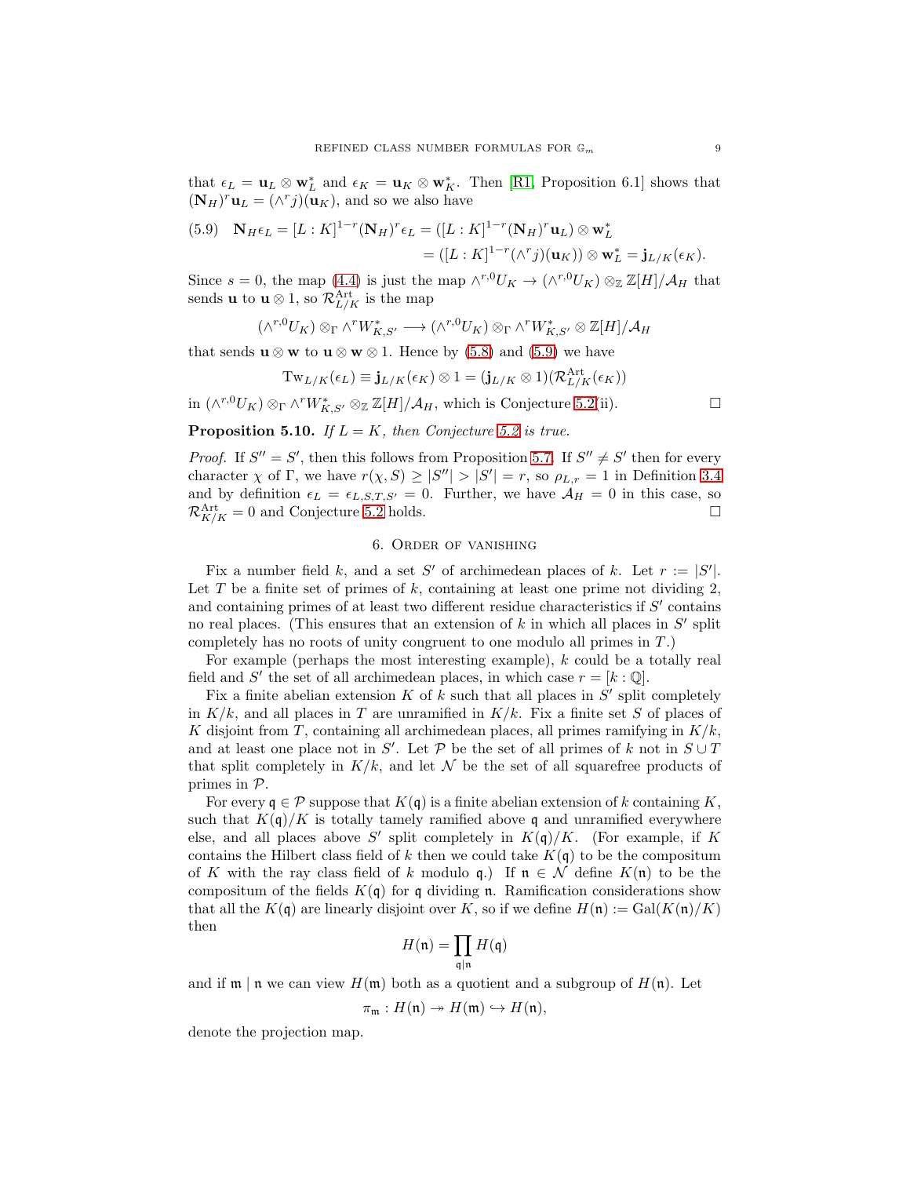that $\epsilon_L = \mathbf{u}_L \otimes \mathbf{w}_L^*$ and $\epsilon_K = \mathbf{u}_K \otimes \mathbf{w}_K^*$. Then [R1, Proposition 6.1] shows that $(\mathbf{N}_H)^r \mathbf{u}_L = (\wedge^r j)(\mathbf{u}_K)$, and so we also have

$$
\begin{aligned}
(5.9)\quad \mathbf{N}_H \epsilon_L = [L:K]^{1-r}(\mathbf{N}_H)^r \epsilon_L &= ([L:K]^{1-r}(\mathbf{N}_H)^r \mathbf{u}_L) \otimes \mathbf{w}_L^* \\
&= ([L:K]^{1-r}(\wedge^r j)(\mathbf{u}_K)) \otimes \mathbf{w}_L^* = \mathbf{j}_{L/K}(\epsilon_K).
\end{aligned}
$$

Since $s = 0$, the map (4.4) is just the map $\wedge^{r,0} U_K \to (\wedge^{r,0} U_K) \otimes_{\mathbb{Z}} \mathbb{Z}[H]/\mathcal{A}_H$ that sends $\mathbf{u}$ to $\mathbf{u} \otimes 1$, so $\mathcal{R}_{L/K}^{\mathrm{Art}}$ is the map

$$
(\wedge^{r,0} U_K) \otimes_\Gamma \wedge^r W_{K,S'}^* \longrightarrow (\wedge^{r,0} U_K) \otimes_\Gamma \wedge^r W_{K,S'}^* \otimes \mathbb{Z}[H]/\mathcal{A}_H
$$

that sends $\mathbf{u} \otimes \mathbf{w}$ to $\mathbf{u} \otimes \mathbf{w} \otimes 1$. Hence by (5.8) and (5.9) we have

$$
\mathrm{Tw}_{L/K}(\epsilon_L) \equiv \mathbf{j}_{L/K}(\epsilon_K) \otimes 1 = (\mathbf{j}_{L/K} \otimes 1)(\mathcal{R}_{L/K}^{\mathrm{Art}}(\epsilon_K))
$$

in $(\wedge^{r,0} U_K) \otimes_\Gamma \wedge^r W_{K,S'}^* \otimes_{\mathbb{Z}} \mathbb{Z}[H]/\mathcal{A}_H$, which is Conjecture 5.2(ii). $\square$

**Proposition 5.10.** *If $L = K$, then Conjecture 5.2 is true.*

*Proof.* If $S'' = S'$, then this follows from Proposition 5.7. If $S'' \neq S'$ then for every character $\chi$ of $\Gamma$, we have $r(\chi, S) \geq |S''| > |S'| = r$, so $\rho_{L,r} = 1$ in Definition 3.4 and by definition $\epsilon_L = \epsilon_{L,S,T,S'} = 0$. Further, we have $\mathcal{A}_H = 0$ in this case, so $\mathcal{R}_{K/K}^{\mathrm{Art}} = 0$ and Conjecture 5.2 holds. $\square$

## 6. Order of vanishing

Fix a number field $k$, and a set $S'$ of archimedean places of $k$. Let $r := |S'|$. Let $T$ be a finite set of primes of $k$, containing at least one prime not dividing 2, and containing primes of at least two different residue characteristics if $S'$ contains no real places. (This ensures that an extension of $k$ in which all places in $S'$ split completely has no roots of unity congruent to one modulo all primes in $T$.)

For example (perhaps the most interesting example), $k$ could be a totally real field and $S'$ the set of all archimedean places, in which case $r = [k : \mathbb{Q}]$.

Fix a finite abelian extension $K$ of $k$ such that all places in $S'$ split completely in $K/k$, and all places in $T$ are unramified in $K/k$. Fix a finite set $S$ of places of $K$ disjoint from $T$, containing all archimedean places, all primes ramifying in $K/k$, and at least one place not in $S'$. Let $\mathcal{P}$ be the set of all primes of $k$ not in $S \cup T$ that split completely in $K/k$, and let $\mathcal{N}$ be the set of all squarefree products of primes in $\mathcal{P}$.

For every $\mathfrak{q} \in \mathcal{P}$ suppose that $K(\mathfrak{q})$ is a finite abelian extension of $k$ containing $K$, such that $K(\mathfrak{q})/K$ is totally tamely ramified above $\mathfrak{q}$ and unramified everywhere else, and all places above $S'$ split completely in $K(\mathfrak{q})/K$. (For example, if $K$ contains the Hilbert class field of $k$ then we could take $K(\mathfrak{q})$ to be the compositum of $K$ with the ray class field of $k$ modulo $\mathfrak{q}$.) If $\mathfrak{n} \in \mathcal{N}$ define $K(\mathfrak{n})$ to be the compositum of the fields $K(\mathfrak{q})$ for $\mathfrak{q}$ dividing $\mathfrak{n}$. Ramification considerations show that all the $K(\mathfrak{q})$ are linearly disjoint over $K$, so if we define $H(\mathfrak{n}) := \mathrm{Gal}(K(\mathfrak{n})/K)$ then

$$
H(\mathfrak{n}) = \prod_{\mathfrak{q} \mid \mathfrak{n}} H(\mathfrak{q})
$$

and if $\mathfrak{m} \mid \mathfrak{n}$ we can view $H(\mathfrak{m})$ both as a quotient and a subgroup of $H(\mathfrak{n})$. Let

$$
\pi_{\mathfrak{m}} : H(\mathfrak{n}) \twoheadrightarrow H(\mathfrak{m}) \hookrightarrow H(\mathfrak{n}),
$$

denote the projection map.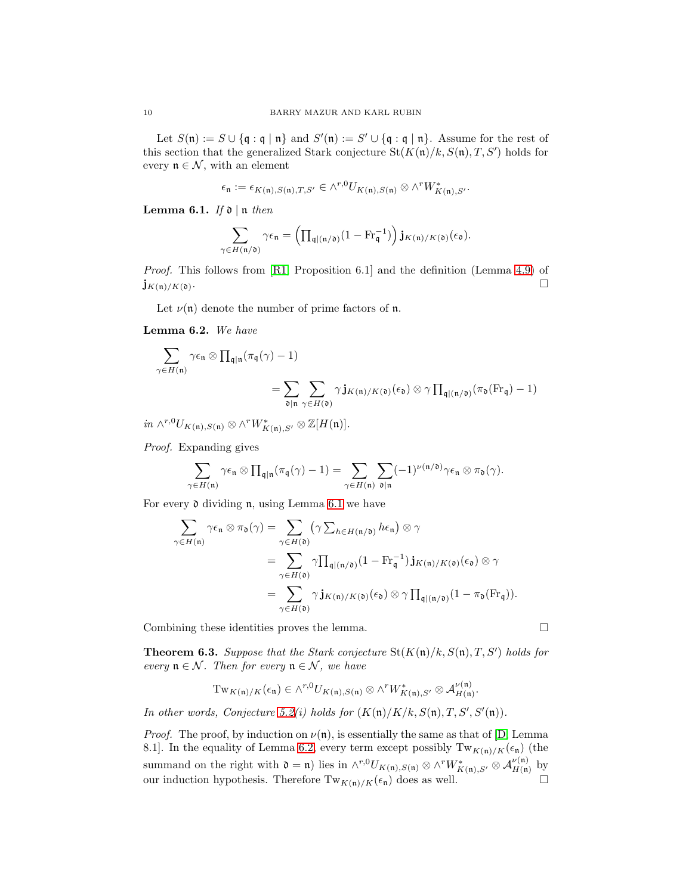Let $S(\mathfrak{n}) := S \cup \{\mathfrak{q} : \mathfrak{q} \mid \mathfrak{n}\}$ and $S'(\mathfrak{n}) := S' \cup \{\mathfrak{q} : \mathfrak{q} \mid \mathfrak{n}\}$. Assume for the rest of this section that the generalized Stark conjecture $\mathrm{St}(K(\mathfrak{n})/k, S(\mathfrak{n}), T, S')$ holds for every $\mathfrak{n} \in \mathcal{N}$, with an element

$$\epsilon_{\mathfrak{n}} := \epsilon_{K(\mathfrak{n}),S(\mathfrak{n}),T,S'} \in \wedge^{r,0} U_{K(\mathfrak{n}),S(\mathfrak{n})} \otimes \wedge^r W^*_{K(\mathfrak{n}),S'}.$$

**Lemma 6.1.** *If $\mathfrak{d} \mid \mathfrak{n}$ then*

$$\sum_{\gamma \in H(\mathfrak{n}/\mathfrak{d})} \gamma \epsilon_{\mathfrak{n}} = \Big(\prod\nolimits_{\mathfrak{q} \mid (\mathfrak{n}/\mathfrak{d})} (1 - \mathrm{Fr}_{\mathfrak{q}}^{-1})\Big)\, \mathbf{j}_{K(\mathfrak{n})/K(\mathfrak{d})}(\epsilon_{\mathfrak{d}}).$$

*Proof.* This follows from [R1, Proposition 6.1] and the definition (Lemma 4.9) of $\mathbf{j}_{K(\mathfrak{n})/K(\mathfrak{d})}$. □

Let $\nu(\mathfrak{n})$ denote the number of prime factors of $\mathfrak{n}$.

**Lemma 6.2.** *We have*

$$\sum_{\gamma \in H(\mathfrak{n})} \gamma \epsilon_{\mathfrak{n}} \otimes \prod\nolimits_{\mathfrak{q} \mid \mathfrak{n}} (\pi_{\mathfrak{q}}(\gamma) - 1)$$
$$= \sum_{\mathfrak{d} \mid \mathfrak{n}} \sum_{\gamma \in H(\mathfrak{d})} \gamma\, \mathbf{j}_{K(\mathfrak{n})/K(\mathfrak{d})}(\epsilon_{\mathfrak{d}}) \otimes \gamma \prod\nolimits_{\mathfrak{q} \mid (\mathfrak{n}/\mathfrak{d})} (\pi_{\mathfrak{d}}(\mathrm{Fr}_{\mathfrak{q}}) - 1)$$

*in $\wedge^{r,0} U_{K(\mathfrak{n}),S(\mathfrak{n})} \otimes \wedge^r W^*_{K(\mathfrak{n}),S'} \otimes \mathbb{Z}[H(\mathfrak{n})]$.*

*Proof.* Expanding gives

$$\sum_{\gamma \in H(\mathfrak{n})} \gamma \epsilon_{\mathfrak{n}} \otimes \prod\nolimits_{\mathfrak{q} \mid \mathfrak{n}} (\pi_{\mathfrak{q}}(\gamma) - 1) = \sum_{\gamma \in H(\mathfrak{n})} \sum_{\mathfrak{d} \mid \mathfrak{n}} (-1)^{\nu(\mathfrak{n}/\mathfrak{d})} \gamma \epsilon_{\mathfrak{n}} \otimes \pi_{\mathfrak{d}}(\gamma).$$

For every $\mathfrak{d}$ dividing $\mathfrak{n}$, using Lemma 6.1 we have

$$\begin{aligned}
\sum_{\gamma \in H(\mathfrak{n})} \gamma \epsilon_{\mathfrak{n}} \otimes \pi_{\mathfrak{d}}(\gamma) &= \sum_{\gamma \in H(\mathfrak{d})} \big(\gamma \textstyle\sum_{h \in H(\mathfrak{n}/\mathfrak{d})} h \epsilon_{\mathfrak{n}}\big) \otimes \gamma \\
&= \sum_{\gamma \in H(\mathfrak{d})} \gamma \textstyle\prod_{\mathfrak{q} \mid (\mathfrak{n}/\mathfrak{d})} (1 - \mathrm{Fr}_{\mathfrak{q}}^{-1})\, \mathbf{j}_{K(\mathfrak{n})/K(\mathfrak{d})}(\epsilon_{\mathfrak{d}}) \otimes \gamma \\
&= \sum_{\gamma \in H(\mathfrak{d})} \gamma\, \mathbf{j}_{K(\mathfrak{n})/K(\mathfrak{d})}(\epsilon_{\mathfrak{d}}) \otimes \gamma \textstyle\prod_{\mathfrak{q} \mid (\mathfrak{n}/\mathfrak{d})} (1 - \pi_{\mathfrak{d}}(\mathrm{Fr}_{\mathfrak{q}})).
\end{aligned}$$

Combining these identities proves the lemma. □

**Theorem 6.3.** *Suppose that the Stark conjecture $\mathrm{St}(K(\mathfrak{n})/k, S(\mathfrak{n}), T, S')$ holds for every $\mathfrak{n} \in \mathcal{N}$. Then for every $\mathfrak{n} \in \mathcal{N}$, we have*

$$\mathrm{Tw}_{K(\mathfrak{n})/K}(\epsilon_{\mathfrak{n}}) \in \wedge^{r,0} U_{K(\mathfrak{n}),S(\mathfrak{n})} \otimes \wedge^r W^*_{K(\mathfrak{n}),S'} \otimes \mathcal{A}^{\nu(\mathfrak{n})}_{H(\mathfrak{n})}.$$

*In other words, Conjecture 5.2(i) holds for $(K(\mathfrak{n})/K/k, S(\mathfrak{n}), T, S', S'(\mathfrak{n}))$.*

*Proof.* The proof, by induction on $\nu(\mathfrak{n})$, is essentially the same as that of [D, Lemma 8.1]. In the equality of Lemma 6.2, every term except possibly $\mathrm{Tw}_{K(\mathfrak{n})/K}(\epsilon_{\mathfrak{n}})$ (the summand on the right with $\mathfrak{d} = \mathfrak{n}$) lies in $\wedge^{r,0} U_{K(\mathfrak{n}),S(\mathfrak{n})} \otimes \wedge^r W^*_{K(\mathfrak{n}),S'} \otimes \mathcal{A}^{\nu(\mathfrak{n})}_{H(\mathfrak{n})}$ by our induction hypothesis. Therefore $\mathrm{Tw}_{K(\mathfrak{n})/K}(\epsilon_{\mathfrak{n}})$ does as well. □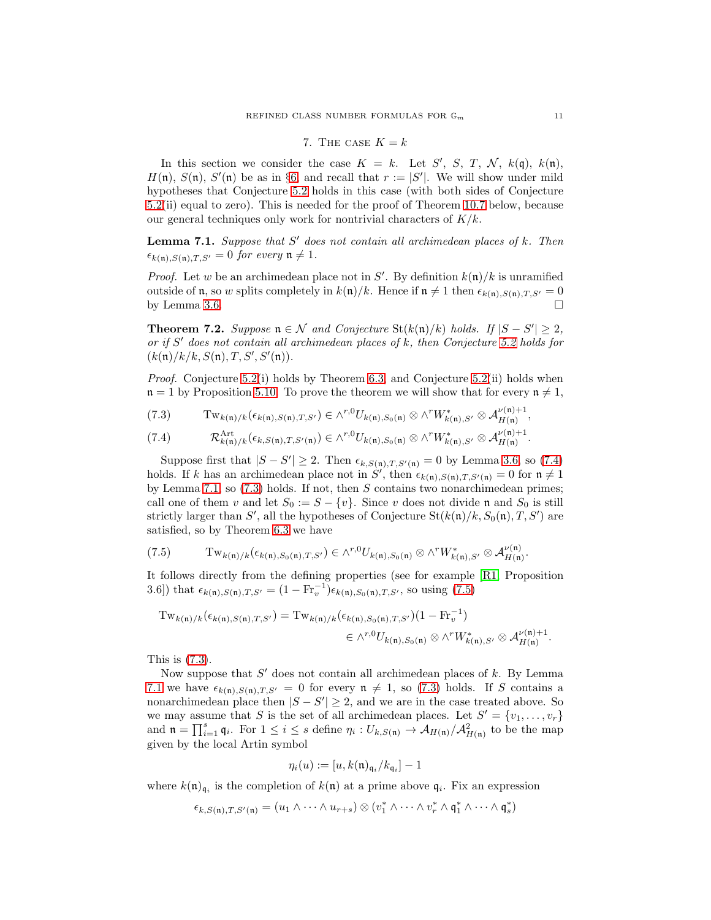## 7. The case $K = k$

In this section we consider the case $K = k$. Let $S'$, $S$, $T$, $\mathcal{N}$, $k(\mathfrak{q})$, $k(\mathfrak{n})$, $H(\mathfrak{n})$, $S(\mathfrak{n})$, $S'(\mathfrak{n})$ be as in §6, and recall that $r := |S'|$. We will show under mild hypotheses that Conjecture 5.2 holds in this case (with both sides of Conjecture 5.2(ii) equal to zero). This is needed for the proof of Theorem 10.7 below, because our general techniques only work for nontrivial characters of $K/k$.

**Lemma 7.1.** *Suppose that $S'$ does not contain all archimedean places of $k$. Then $\epsilon_{k(\mathfrak{n}),S(\mathfrak{n}),T,S'} = 0$ for every $\mathfrak{n} \neq 1$.*

*Proof.* Let $w$ be an archimedean place not in $S'$. By definition $k(\mathfrak{n})/k$ is unramified outside of $\mathfrak{n}$, so $w$ splits completely in $k(\mathfrak{n})/k$. Hence if $\mathfrak{n} \neq 1$ then $\epsilon_{k(\mathfrak{n}),S(\mathfrak{n}),T,S'} = 0$ by Lemma 3.6. □

**Theorem 7.2.** *Suppose $\mathfrak{n} \in \mathcal{N}$ and Conjecture $\mathrm{St}(k(\mathfrak{n})/k)$ holds. If $|S - S'| \geq 2$, or if $S'$ does not contain all archimedean places of $k$, then Conjecture 5.2 holds for $(k(\mathfrak{n})/k/k, S(\mathfrak{n}), T, S', S'(\mathfrak{n}))$.*

*Proof.* Conjecture 5.2(i) holds by Theorem 6.3, and Conjecture 5.2(ii) holds when $\mathfrak{n} = 1$ by Proposition 5.10. To prove the theorem we will show that for every $\mathfrak{n} \neq 1$,

$$\mathrm{Tw}_{k(\mathfrak{n})/k}(\epsilon_{k(\mathfrak{n}),S(\mathfrak{n}),T,S'}) \in \wedge^{r,0}U_{k(\mathfrak{n}),S_0(\mathfrak{n})} \otimes \wedge^r W^*_{k(\mathfrak{n}),S'} \otimes \mathcal{A}^{\nu(\mathfrak{n})+1}_{H(\mathfrak{n})}, \tag{7.3}$$

$$\mathcal{R}^{\mathrm{Art}}_{k(\mathfrak{n})/k}(\epsilon_{k,S(\mathfrak{n}),T,S'(\mathfrak{n})}) \in \wedge^{r,0}U_{k(\mathfrak{n}),S_0(\mathfrak{n})} \otimes \wedge^r W^*_{k(\mathfrak{n}),S'} \otimes \mathcal{A}^{\nu(\mathfrak{n})+1}_{H(\mathfrak{n})}. \tag{7.4}$$

Suppose first that $|S - S'| \geq 2$. Then $\epsilon_{k,S(\mathfrak{n}),T,S'(\mathfrak{n})} = 0$ by Lemma 3.6, so (7.4) holds. If $k$ has an archimedean place not in $S'$, then $\epsilon_{k(\mathfrak{n}),S(\mathfrak{n}),T,S'(\mathfrak{n})} = 0$ for $\mathfrak{n} \neq 1$ by Lemma 7.1, so (7.3) holds. If not, then $S$ contains two nonarchimedean primes; call one of them $v$ and let $S_0 := S - \{v\}$. Since $v$ does not divide $\mathfrak{n}$ and $S_0$ is still strictly larger than $S'$, all the hypotheses of Conjecture $\mathrm{St}(k(\mathfrak{n})/k, S_0(\mathfrak{n}), T, S')$ are satisfied, so by Theorem 6.3 we have

$$\mathrm{Tw}_{k(\mathfrak{n})/k}(\epsilon_{k(\mathfrak{n}),S_0(\mathfrak{n}),T,S'}) \in \wedge^{r,0}U_{k(\mathfrak{n}),S_0(\mathfrak{n})} \otimes \wedge^r W^*_{k(\mathfrak{n}),S'} \otimes \mathcal{A}^{\nu(\mathfrak{n})}_{H(\mathfrak{n})}. \tag{7.5}$$

It follows directly from the defining properties (see for example [R1, Proposition 3.6]) that $\epsilon_{k(\mathfrak{n}),S(\mathfrak{n}),T,S'} = (1 - \mathrm{Fr}_v^{-1})\epsilon_{k(\mathfrak{n}),S_0(\mathfrak{n}),T,S'}$, so using (7.5)

$$\begin{aligned}\mathrm{Tw}_{k(\mathfrak{n})/k}(\epsilon_{k(\mathfrak{n}),S(\mathfrak{n}),T,S'}) &= \mathrm{Tw}_{k(\mathfrak{n})/k}(\epsilon_{k(\mathfrak{n}),S_0(\mathfrak{n}),T,S'})(1 - \mathrm{Fr}_v^{-1}) \\ &\in \wedge^{r,0}U_{k(\mathfrak{n}),S_0(\mathfrak{n})} \otimes \wedge^r W^*_{k(\mathfrak{n}),S'} \otimes \mathcal{A}^{\nu(\mathfrak{n})+1}_{H(\mathfrak{n})}.\end{aligned}$$

This is (7.3).

Now suppose that $S'$ does not contain all archimedean places of $k$. By Lemma 7.1 we have $\epsilon_{k(\mathfrak{n}),S(\mathfrak{n}),T,S'} = 0$ for every $\mathfrak{n} \neq 1$, so (7.3) holds. If $S$ contains a nonarchimedean place then $|S - S'| \geq 2$, and we are in the case treated above. So we may assume that $S$ is the set of all archimedean places. Let $S' = \{v_1, \ldots, v_r\}$ and $\mathfrak{n} = \prod_{i=1}^s \mathfrak{q}_i$. For $1 \leq i \leq s$ define $\eta_i : U_{k,S(\mathfrak{n})} \to \mathcal{A}_{H(\mathfrak{n})}/\mathcal{A}^2_{H(\mathfrak{n})}$ to be the map given by the local Artin symbol

$$\eta_i(u) := [u, k(\mathfrak{n})_{\mathfrak{q}_i}/k_{\mathfrak{q}_i}] - 1$$

where $k(\mathfrak{n})_{\mathfrak{q}_i}$ is the completion of $k(\mathfrak{n})$ at a prime above $\mathfrak{q}_i$. Fix an expression

$$\epsilon_{k,S(\mathfrak{n}),T,S'(\mathfrak{n})} = (u_1 \wedge \cdots \wedge u_{r+s}) \otimes (v_1^* \wedge \cdots \wedge v_r^* \wedge \mathfrak{q}_1^* \wedge \cdots \wedge \mathfrak{q}_s^*)$$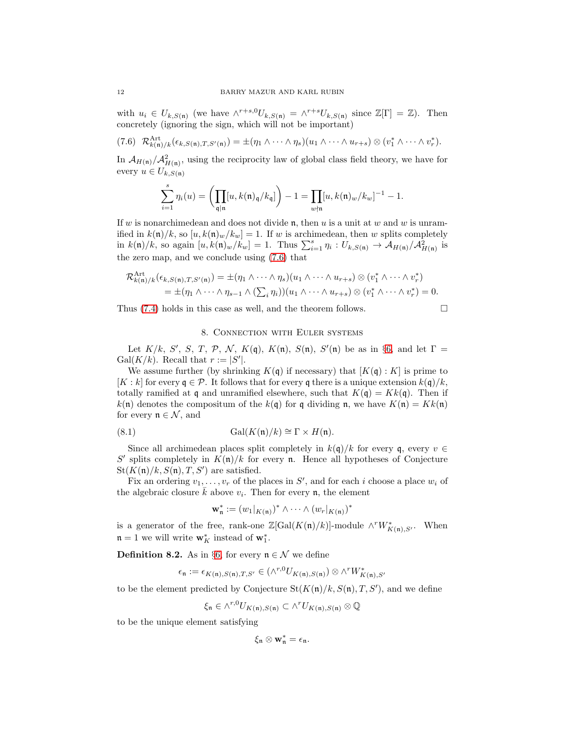with $u_i \in U_{k,S(\mathfrak{n})}$ (we have $\wedge^{r+s,0} U_{k,S(\mathfrak{n})} = \wedge^{r+s} U_{k,S(\mathfrak{n})}$ since $\mathbb{Z}[\Gamma] = \mathbb{Z}$). Then concretely (ignoring the sign, which will not be important)

$$\mathcal{R}^{\mathrm{Art}}_{k(\mathfrak{n})/k}(\epsilon_{k,S(\mathfrak{n}),T,S'(\mathfrak{n})}) = \pm(\eta_1 \wedge \cdots \wedge \eta_s)(u_1 \wedge \cdots \wedge u_{r+s}) \otimes (v_1^* \wedge \cdots \wedge v_r^*). \tag{7.6}$$

In $\mathcal{A}_{H(\mathfrak{n})}/\mathcal{A}^2_{H(\mathfrak{n})}$, using the reciprocity law of global class field theory, we have for every $u \in U_{k,S(\mathfrak{n})}$

$$\sum_{i=1}^{s} \eta_i(u) = \Big(\prod_{\mathfrak{q} \mid \mathfrak{n}} [u, k(\mathfrak{n})_{\mathfrak{q}}/k_{\mathfrak{q}}]\Big) - 1 = \prod_{w \nmid \mathfrak{n}} [u, k(\mathfrak{n})_w/k_w]^{-1} - 1.$$

If $w$ is nonarchimedean and does not divide $\mathfrak{n}$, then $u$ is a unit at $w$ and $w$ is unramified in $k(\mathfrak{n})/k$, so $[u, k(\mathfrak{n})_w/k_w] = 1$. If $w$ is archimedean, then $w$ splits completely in $k(\mathfrak{n})/k$, so again $[u, k(\mathfrak{n})_w/k_w] = 1$. Thus $\sum_{i=1}^{s} \eta_i : U_{k,S(\mathfrak{n})} \to \mathcal{A}_{H(\mathfrak{n})}/\mathcal{A}^2_{H(\mathfrak{n})}$ is the zero map, and we conclude using (7.6) that

$$\begin{aligned}
\mathcal{R}^{\mathrm{Art}}_{k(\mathfrak{n})/k}(\epsilon_{k,S(\mathfrak{n}),T,S'(\mathfrak{n})}) &= \pm(\eta_1 \wedge \cdots \wedge \eta_s)(u_1 \wedge \cdots \wedge u_{r+s}) \otimes (v_1^* \wedge \cdots \wedge v_r^*) \\
&= \pm(\eta_1 \wedge \cdots \wedge \eta_{s-1} \wedge (\textstyle\sum_i \eta_i))(u_1 \wedge \cdots \wedge u_{r+s}) \otimes (v_1^* \wedge \cdots \wedge v_r^*) = 0.
\end{aligned}$$

Thus (7.4) holds in this case as well, and the theorem follows. ☐

## 8. Connection with Euler systems

Let $K/k$, $S'$, $S$, $T$, $\mathcal{P}$, $\mathcal{N}$, $K(\mathfrak{q})$, $K(\mathfrak{n})$, $S(\mathfrak{n})$, $S'(\mathfrak{n})$ be as in §6, and let $\Gamma = \mathrm{Gal}(K/k)$. Recall that $r := |S'|$.

We assume further (by shrinking $K(\mathfrak{q})$ if necessary) that $[K(\mathfrak{q}) : K]$ is prime to $[K : k]$ for every $\mathfrak{q} \in \mathcal{P}$. It follows that for every $\mathfrak{q}$ there is a unique extension $k(\mathfrak{q})/k$, totally ramified at $\mathfrak{q}$ and unramified elsewhere, such that $K(\mathfrak{q}) = Kk(\mathfrak{q})$. Then if $k(\mathfrak{n})$ denotes the compositum of the $k(\mathfrak{q})$ for $\mathfrak{q}$ dividing $\mathfrak{n}$, we have $K(\mathfrak{n}) = Kk(\mathfrak{n})$ for every $\mathfrak{n} \in \mathcal{N}$, and

$$\mathrm{Gal}(K(\mathfrak{n})/k) \cong \Gamma \times H(\mathfrak{n}). \tag{8.1}$$

Since all archimedean places split completely in $k(\mathfrak{q})/k$ for every $\mathfrak{q}$, every $v \in S'$ splits completely in $K(\mathfrak{n})/k$ for every $\mathfrak{n}$. Hence all hypotheses of Conjecture $\mathrm{St}(K(\mathfrak{n})/k, S(\mathfrak{n}), T, S')$ are satisfied.

Fix an ordering $v_1, \ldots, v_r$ of the places in $S'$, and for each $i$ choose a place $w_i$ of the algebraic closure $\bar{k}$ above $v_i$. Then for every $\mathfrak{n}$, the element

$$\mathbf{w}^*_{\mathfrak{n}} := (w_1|_{K(\mathfrak{n})})^* \wedge \cdots \wedge (w_r|_{K(\mathfrak{n})})^*$$

is a generator of the free, rank-one $\mathbb{Z}[\mathrm{Gal}(K(\mathfrak{n})/k)]$-module $\wedge^r W^*_{K(\mathfrak{n}),S'}$. When $\mathfrak{n} = 1$ we will write $\mathbf{w}^*_K$ instead of $\mathbf{w}^*_1$.

**Definition 8.2.** As in §6, for every $\mathfrak{n} \in \mathcal{N}$ we define

$$\epsilon_{\mathfrak{n}} := \epsilon_{K(\mathfrak{n}),S(\mathfrak{n}),T,S'} \in (\wedge^{r,0} U_{K(\mathfrak{n}),S(\mathfrak{n})}) \otimes \wedge^r W^*_{K(\mathfrak{n}),S'}$$

to be the element predicted by Conjecture $\mathrm{St}(K(\mathfrak{n})/k, S(\mathfrak{n}), T, S')$, and we define

$$\xi_{\mathfrak{n}} \in \wedge^{r,0} U_{K(\mathfrak{n}),S(\mathfrak{n})} \subset \wedge^r U_{K(\mathfrak{n}),S(\mathfrak{n})} \otimes \mathbb{Q}$$

to be the unique element satisfying

$$\xi_{\mathfrak{n}} \otimes \mathbf{w}^*_{\mathfrak{n}} = \epsilon_{\mathfrak{n}}.$$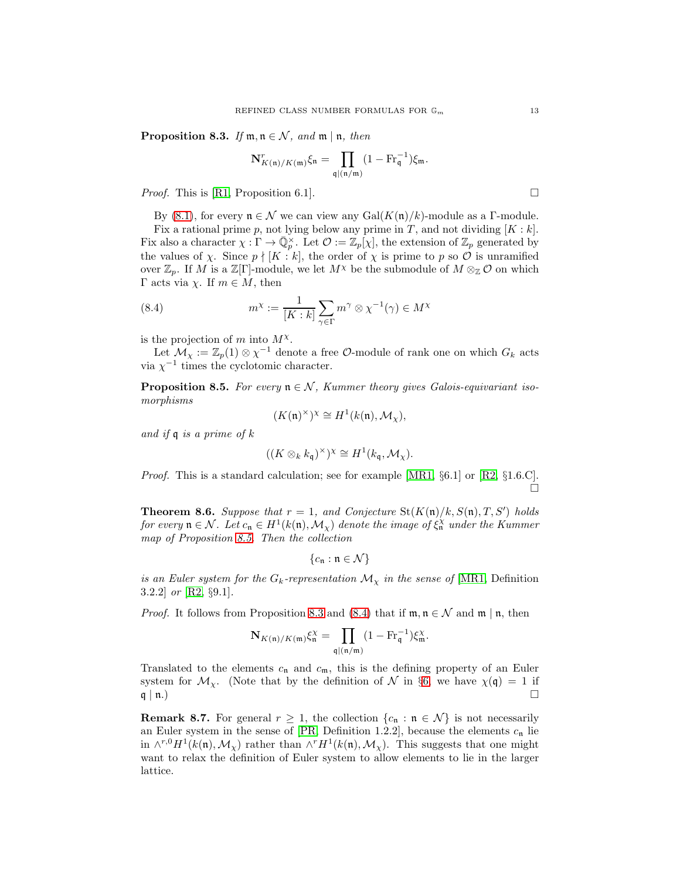**Proposition 8.3.** *If $\mathfrak{m}, \mathfrak{n} \in \mathcal{N}$, and $\mathfrak{m} \mid \mathfrak{n}$, then*

$$\mathbf{N}^r_{K(\mathfrak{n})/K(\mathfrak{m})}\xi_\mathfrak{n} = \prod_{\mathfrak{q} \mid (\mathfrak{n}/\mathfrak{m})} (1 - \mathrm{Fr}_\mathfrak{q}^{-1})\xi_\mathfrak{m}.$$

*Proof.* This is [R1, Proposition 6.1]. □

By (8.1), for every $\mathfrak{n} \in \mathcal{N}$ we can view any $\mathrm{Gal}(K(\mathfrak{n})/k)$-module as a $\Gamma$-module.

Fix a rational prime $p$, not lying below any prime in $T$, and not dividing $[K : k]$. Fix also a character $\chi : \Gamma \to \bar{\mathbb{Q}}_p^\times$. Let $\mathcal{O} := \mathbb{Z}_p[\chi]$, the extension of $\mathbb{Z}_p$ generated by the values of $\chi$. Since $p \nmid [K : k]$, the order of $\chi$ is prime to $p$ so $\mathcal{O}$ is unramified over $\mathbb{Z}_p$. If $M$ is a $\mathbb{Z}[\Gamma]$-module, we let $M^\chi$ be the submodule of $M \otimes_\mathbb{Z} \mathcal{O}$ on which $\Gamma$ acts via $\chi$. If $m \in M$, then

$$m^\chi := \frac{1}{[K : k]} \sum_{\gamma \in \Gamma} m^\gamma \otimes \chi^{-1}(\gamma) \in M^\chi \tag{8.4}$$

is the projection of $m$ into $M^\chi$.

Let $\mathcal{M}_\chi := \mathbb{Z}_p(1) \otimes \chi^{-1}$ denote a free $\mathcal{O}$-module of rank one on which $G_k$ acts via $\chi^{-1}$ times the cyclotomic character.

**Proposition 8.5.** *For every $\mathfrak{n} \in \mathcal{N}$, Kummer theory gives Galois-equivariant isomorphisms*

$$(K(\mathfrak{n})^\times)^\chi \cong H^1(k(\mathfrak{n}), \mathcal{M}_\chi),$$

*and if $\mathfrak{q}$ is a prime of $k$*

$$((K \otimes_k k_\mathfrak{q})^\times)^\chi \cong H^1(k_\mathfrak{q}, \mathcal{M}_\chi).$$

*Proof.* This is a standard calculation; see for example [MR1, §6.1] or [R2, §1.6.C]. □

**Theorem 8.6.** *Suppose that $r = 1$, and Conjecture $\mathrm{St}(K(\mathfrak{n})/k, S(\mathfrak{n}), T, S')$ holds for every $\mathfrak{n} \in \mathcal{N}$. Let $c_\mathfrak{n} \in H^1(k(\mathfrak{n}), \mathcal{M}_\chi)$ denote the image of $\xi_\mathfrak{n}^\chi$ under the Kummer map of Proposition 8.5. Then the collection*

$$\{c_\mathfrak{n} : \mathfrak{n} \in \mathcal{N}\}$$

*is an Euler system for the $G_k$-representation $\mathcal{M}_\chi$ in the sense of* [MR1, Definition 3.2.2] *or* [R2, §9.1].

*Proof.* It follows from Proposition 8.3 and (8.4) that if $\mathfrak{m}, \mathfrak{n} \in \mathcal{N}$ and $\mathfrak{m} \mid \mathfrak{n}$, then

$$\mathbf{N}_{K(\mathfrak{n})/K(\mathfrak{m})}\xi_\mathfrak{n}^\chi = \prod_{\mathfrak{q} \mid (\mathfrak{n}/\mathfrak{m})} (1 - \mathrm{Fr}_\mathfrak{q}^{-1})\xi_\mathfrak{m}^\chi.$$

Translated to the elements $c_\mathfrak{n}$ and $c_\mathfrak{m}$, this is the defining property of an Euler system for $\mathcal{M}_\chi$. (Note that by the definition of $\mathcal{N}$ in §6, we have $\chi(\mathfrak{q}) = 1$ if $\mathfrak{q} \mid \mathfrak{n}$.) □

**Remark 8.7.** For general $r \geq 1$, the collection $\{c_\mathfrak{n} : \mathfrak{n} \in \mathcal{N}\}$ is not necessarily an Euler system in the sense of [PR, Definition 1.2.2], because the elements $c_\mathfrak{n}$ lie in $\wedge^{r,0} H^1(k(\mathfrak{n}), \mathcal{M}_\chi)$ rather than $\wedge^r H^1(k(\mathfrak{n}), \mathcal{M}_\chi)$. This suggests that one might want to relax the definition of Euler system to allow elements to lie in the larger lattice.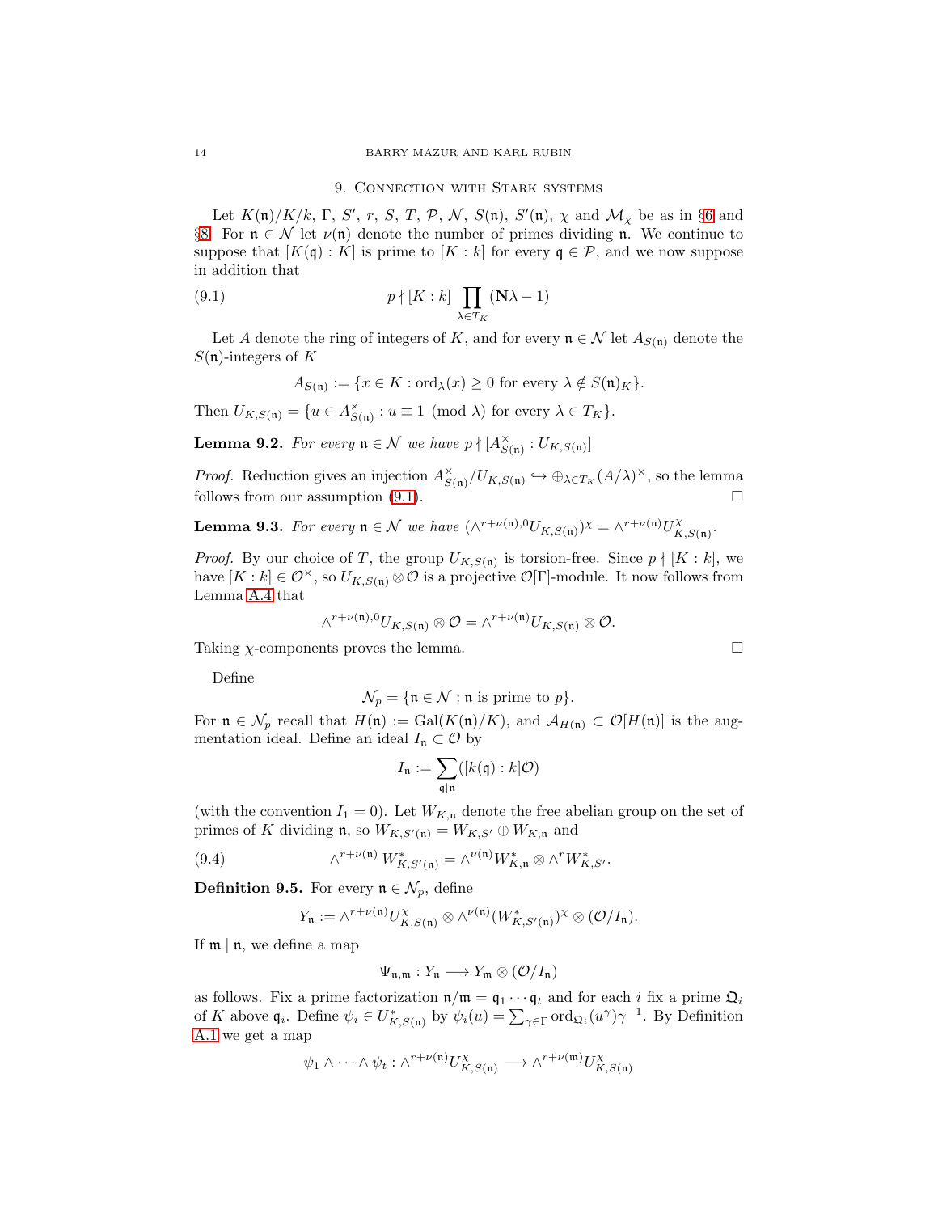## 9. Connection with Stark systems

Let $K(\mathfrak{n})/K/k$, $\Gamma$, $S'$, $r$, $S$, $T$, $\mathcal{P}$, $\mathcal{N}$, $S(\mathfrak{n})$, $S'(\mathfrak{n})$, $\chi$ and $\mathcal{M}_\chi$ be as in §6 and §8. For $\mathfrak{n} \in \mathcal{N}$ let $\nu(\mathfrak{n})$ denote the number of primes dividing $\mathfrak{n}$. We continue to suppose that $[K(\mathfrak{q}) : K]$ is prime to $[K : k]$ for every $\mathfrak{q} \in \mathcal{P}$, and we now suppose in addition that

$$p \nmid [K:k] \prod_{\lambda \in T_K} (\mathbf{N}\lambda - 1) \tag{9.1}$$

Let $A$ denote the ring of integers of $K$, and for every $\mathfrak{n} \in \mathcal{N}$ let $A_{S(\mathfrak{n})}$ denote the $S(\mathfrak{n})$-integers of $K$

$$A_{S(\mathfrak{n})} := \{x \in K : \mathrm{ord}_\lambda(x) \geq 0 \text{ for every } \lambda \notin S(\mathfrak{n})_K\}.$$

Then $U_{K,S(\mathfrak{n})} = \{u \in A_{S(\mathfrak{n})}^\times : u \equiv 1 \pmod{\lambda} \text{ for every } \lambda \in T_K\}$.

**Lemma 9.2.** *For every $\mathfrak{n} \in \mathcal{N}$ we have $p \nmid [A_{S(\mathfrak{n})}^\times : U_{K,S(\mathfrak{n})}]$*

*Proof.* Reduction gives an injection $A_{S(\mathfrak{n})}^\times / U_{K,S(\mathfrak{n})} \hookrightarrow \oplus_{\lambda \in T_K} (A/\lambda)^\times$, so the lemma follows from our assumption (9.1). □

**Lemma 9.3.** *For every $\mathfrak{n} \in \mathcal{N}$ we have $(\wedge^{r+\nu(\mathfrak{n}),0} U_{K,S(\mathfrak{n})})^\chi = \wedge^{r+\nu(\mathfrak{n})} U_{K,S(\mathfrak{n})}^\chi$.*

*Proof.* By our choice of $T$, the group $U_{K,S(\mathfrak{n})}$ is torsion-free. Since $p \nmid [K:k]$, we have $[K:k] \in \mathcal{O}^\times$, so $U_{K,S(\mathfrak{n})} \otimes \mathcal{O}$ is a projective $\mathcal{O}[\Gamma]$-module. It now follows from Lemma A.4 that

$$\wedge^{r+\nu(\mathfrak{n}),0} U_{K,S(\mathfrak{n})} \otimes \mathcal{O} = \wedge^{r+\nu(\mathfrak{n})} U_{K,S(\mathfrak{n})} \otimes \mathcal{O}.$$

Taking $\chi$-components proves the lemma. □

Define

$$\mathcal{N}_p = \{\mathfrak{n} \in \mathcal{N} : \mathfrak{n} \text{ is prime to } p\}.$$

For $\mathfrak{n} \in \mathcal{N}_p$ recall that $H(\mathfrak{n}) := \mathrm{Gal}(K(\mathfrak{n})/K)$, and $\mathcal{A}_{H(\mathfrak{n})} \subset \mathcal{O}[H(\mathfrak{n})]$ is the augmentation ideal. Define an ideal $I_\mathfrak{n} \subset \mathcal{O}$ by

$$I_\mathfrak{n} := \sum_{\mathfrak{q} \mid \mathfrak{n}} ([k(\mathfrak{q}) : k]\mathcal{O})$$

(with the convention $I_1 = 0$). Let $W_{K,\mathfrak{n}}$ denote the free abelian group on the set of primes of $K$ dividing $\mathfrak{n}$, so $W_{K,S'(\mathfrak{n})} = W_{K,S'} \oplus W_{K,\mathfrak{n}}$ and

$$\wedge^{r+\nu(\mathfrak{n})} W_{K,S'(\mathfrak{n})}^* = \wedge^{\nu(\mathfrak{n})} W_{K,\mathfrak{n}}^* \otimes \wedge^r W_{K,S'}^*. \tag{9.4}$$

**Definition 9.5.** For every $\mathfrak{n} \in \mathcal{N}_p$, define

$$Y_\mathfrak{n} := \wedge^{r+\nu(\mathfrak{n})} U_{K,S(\mathfrak{n})}^\chi \otimes \wedge^{\nu(\mathfrak{n})} (W_{K,S'(\mathfrak{n})}^*)^\chi \otimes (\mathcal{O}/I_\mathfrak{n}).$$

If $\mathfrak{m} \mid \mathfrak{n}$, we define a map

$$\Psi_{\mathfrak{n},\mathfrak{m}} : Y_\mathfrak{n} \longrightarrow Y_\mathfrak{m} \otimes (\mathcal{O}/I_\mathfrak{n})$$

as follows. Fix a prime factorization $\mathfrak{n}/\mathfrak{m} = \mathfrak{q}_1 \cdots \mathfrak{q}_t$ and for each $i$ fix a prime $\mathfrak{Q}_i$ of $K$ above $\mathfrak{q}_i$. Define $\psi_i \in U_{K,S(\mathfrak{n})}^*$ by $\psi_i(u) = \sum_{\gamma \in \Gamma} \mathrm{ord}_{\mathfrak{Q}_i}(u^\gamma)\gamma^{-1}$. By Definition A.1 we get a map

$$\psi_1 \wedge \cdots \wedge \psi_t : \wedge^{r+\nu(\mathfrak{n})} U_{K,S(\mathfrak{n})}^\chi \longrightarrow \wedge^{r+\nu(\mathfrak{m})} U_{K,S(\mathfrak{n})}^\chi$$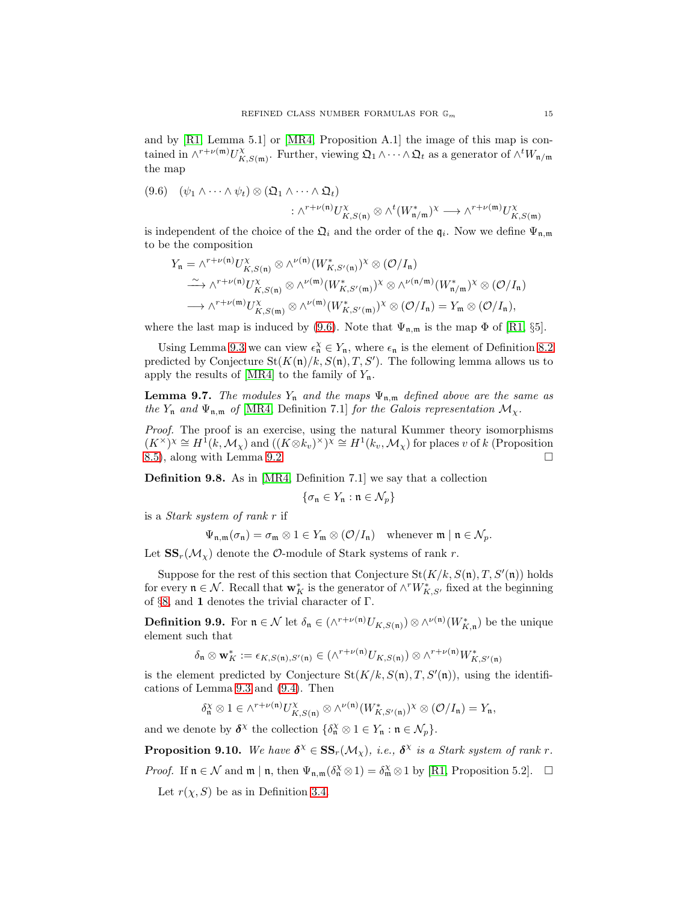and by [R1, Lemma 5.1] or [MR4, Proposition A.1] the image of this map is contained in $\wedge^{r+\nu(\mathfrak{m})}U^{\chi}_{K,S(\mathfrak{m})}$. Further, viewing $\mathfrak{Q}_1 \wedge \cdots \wedge \mathfrak{Q}_t$ as a generator of $\wedge^t W_{\mathfrak{n}/\mathfrak{m}}$ the map

$$(9.6) \quad (\psi_1 \wedge \cdots \wedge \psi_t) \otimes (\mathfrak{Q}_1 \wedge \cdots \wedge \mathfrak{Q}_t) \\ : \wedge^{r+\nu(\mathfrak{n})}U^{\chi}_{K,S(\mathfrak{n})} \otimes \wedge^t (W^*_{\mathfrak{n}/\mathfrak{m}})^{\chi} \longrightarrow \wedge^{r+\nu(\mathfrak{m})}U^{\chi}_{K,S(\mathfrak{m})}$$

is independent of the choice of the $\mathfrak{Q}_i$ and the order of the $\mathfrak{q}_i$. Now we define $\Psi_{\mathfrak{n},\mathfrak{m}}$ to be the composition

$$\begin{aligned} Y_{\mathfrak{n}} &= \wedge^{r+\nu(\mathfrak{n})}U^{\chi}_{K,S(\mathfrak{n})} \otimes \wedge^{\nu(\mathfrak{n})}(W^*_{K,S'(\mathfrak{n})})^{\chi} \otimes (\mathcal{O}/I_{\mathfrak{n}}) \\ &\xrightarrow{\sim} \wedge^{r+\nu(\mathfrak{n})}U^{\chi}_{K,S(\mathfrak{n})} \otimes \wedge^{\nu(\mathfrak{m})}(W^*_{K,S'(\mathfrak{m})})^{\chi} \otimes \wedge^{\nu(\mathfrak{n}/\mathfrak{m})}(W^*_{\mathfrak{n}/\mathfrak{m}})^{\chi} \otimes (\mathcal{O}/I_{\mathfrak{n}}) \\ &\longrightarrow \wedge^{r+\nu(\mathfrak{m})}U^{\chi}_{K,S(\mathfrak{m})} \otimes \wedge^{\nu(\mathfrak{m})}(W^*_{K,S'(\mathfrak{m})})^{\chi} \otimes (\mathcal{O}/I_{\mathfrak{n}}) = Y_{\mathfrak{m}} \otimes (\mathcal{O}/I_{\mathfrak{n}}), \end{aligned}$$

where the last map is induced by (9.6). Note that $\Psi_{\mathfrak{n},\mathfrak{m}}$ is the map $\Phi$ of [R1, §5].

Using Lemma 9.3 we can view $\epsilon^{\chi}_{\mathfrak{n}} \in Y_{\mathfrak{n}}$, where $\epsilon_{\mathfrak{n}}$ is the element of Definition 8.2 predicted by Conjecture $\mathrm{St}(K(\mathfrak{n})/k, S(\mathfrak{n}), T, S')$. The following lemma allows us to apply the results of [MR4] to the family of $Y_{\mathfrak{n}}$.

**Lemma 9.7.** *The modules $Y_{\mathfrak{n}}$ and the maps $\Psi_{\mathfrak{n},\mathfrak{m}}$ defined above are the same as the $Y_{\mathfrak{n}}$ and $\Psi_{\mathfrak{n},\mathfrak{m}}$ of* [MR4, Definition 7.1] *for the Galois representation $\mathcal{M}_{\chi}$.*

*Proof.* The proof is an exercise, using the natural Kummer theory isomorphisms $(K^{\times})^{\chi} \cong H^1(k, \mathcal{M}_{\chi})$ and $((K \otimes k_v)^{\times})^{\chi} \cong H^1(k_v, \mathcal{M}_{\chi})$ for places $v$ of $k$ (Proposition 8.5), along with Lemma 9.2. □

**Definition 9.8.** As in [MR4, Definition 7.1] we say that a collection

$$\{\sigma_{\mathfrak{n}} \in Y_{\mathfrak{n}} : \mathfrak{n} \in \mathcal{N}_p\}$$

is a *Stark system of rank $r$* if

$$\Psi_{\mathfrak{n},\mathfrak{m}}(\sigma_{\mathfrak{n}}) = \sigma_{\mathfrak{m}} \otimes 1 \in Y_{\mathfrak{m}} \otimes (\mathcal{O}/I_{\mathfrak{n}}) \quad \text{whenever } \mathfrak{m} \mid \mathfrak{n} \in \mathcal{N}_p.$$

Let $\mathbf{SS}_r(\mathcal{M}_{\chi})$ denote the $\mathcal{O}$-module of Stark systems of rank $r$.

Suppose for the rest of this section that Conjecture $\mathrm{St}(K/k, S(\mathfrak{n}), T, S'(\mathfrak{n}))$ holds for every $\mathfrak{n} \in \mathcal{N}$. Recall that $\mathbf{w}^*_K$ is the generator of $\wedge^r W^*_{K,S'}$ fixed at the beginning of §8, and $\mathbf{1}$ denotes the trivial character of $\Gamma$.

**Definition 9.9.** For $\mathfrak{n} \in \mathcal{N}$ let $\delta_{\mathfrak{n}} \in (\wedge^{r+\nu(\mathfrak{n})}U_{K,S(\mathfrak{n})}) \otimes \wedge^{\nu(\mathfrak{n})}(W^*_{K,\mathfrak{n}})$ be the unique element such that

$$\delta_{\mathfrak{n}} \otimes \mathbf{w}^*_K := \epsilon_{K,S(\mathfrak{n}),S'(\mathfrak{n})} \in (\wedge^{r+\nu(\mathfrak{n})}U_{K,S(\mathfrak{n})}) \otimes \wedge^{r+\nu(\mathfrak{n})}W^*_{K,S'(\mathfrak{n})}$$

is the element predicted by Conjecture $\mathrm{St}(K/k, S(\mathfrak{n}), T, S'(\mathfrak{n}))$, using the identifications of Lemma 9.3 and (9.4). Then

$$\delta^{\chi}_{\mathfrak{n}} \otimes 1 \in \wedge^{r+\nu(\mathfrak{n})}U^{\chi}_{K,S(\mathfrak{n})} \otimes \wedge^{\nu(\mathfrak{n})}(W^*_{K,S'(\mathfrak{n})})^{\chi} \otimes (\mathcal{O}/I_{\mathfrak{n}}) = Y_{\mathfrak{n}},$$

and we denote by $\boldsymbol{\delta}^{\chi}$ the collection $\{\delta^{\chi}_{\mathfrak{n}} \otimes 1 \in Y_{\mathfrak{n}} : \mathfrak{n} \in \mathcal{N}_p\}$.

**Proposition 9.10.** *We have $\boldsymbol{\delta}^{\chi} \in \mathbf{SS}_r(\mathcal{M}_{\chi})$, i.e., $\boldsymbol{\delta}^{\chi}$ is a Stark system of rank $r$.*

*Proof.* If $\mathfrak{n} \in \mathcal{N}$ and $\mathfrak{m} \mid \mathfrak{n}$, then $\Psi_{\mathfrak{n},\mathfrak{m}}(\delta^{\chi}_{\mathfrak{n}} \otimes 1) = \delta^{\chi}_{\mathfrak{m}} \otimes 1$ by [R1, Proposition 5.2]. □

Let $r(\chi, S)$ be as in Definition 3.4.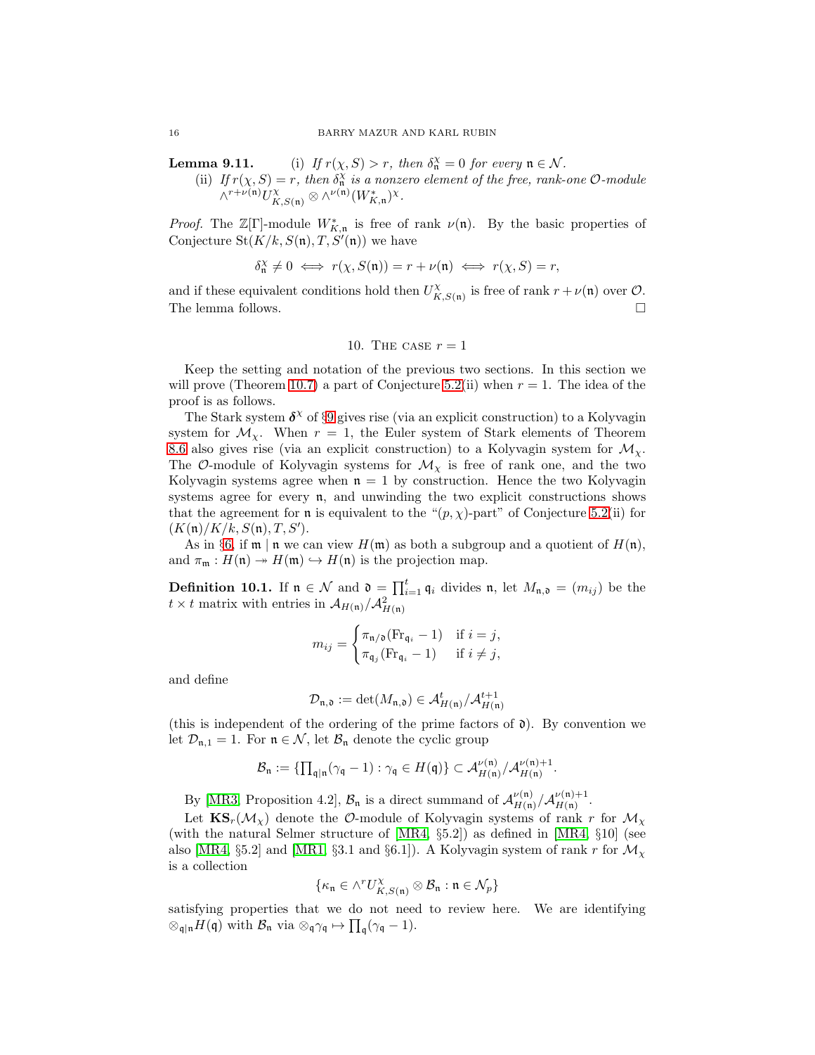**Lemma 9.11.** (i) *If $r(\chi, S) > r$, then $\delta^\chi_\mathfrak{n} = 0$ for every $\mathfrak{n} \in \mathcal{N}$.*

(ii) *If $r(\chi, S) = r$, then $\delta^\chi_\mathfrak{n}$ is a nonzero element of the free, rank-one $\mathcal{O}$-module $\wedge^{r+\nu(\mathfrak{n})} U^\chi_{K,S(\mathfrak{n})} \otimes \wedge^{\nu(\mathfrak{n})}(W^*_{K,\mathfrak{n}})^\chi$.*

*Proof.* The $\mathbb{Z}[\Gamma]$-module $W^*_{K,\mathfrak{n}}$ is free of rank $\nu(\mathfrak{n})$. By the basic properties of Conjecture $\mathrm{St}(K/k, S(\mathfrak{n}), T, S'(\mathfrak{n}))$ we have

$$\delta^\chi_\mathfrak{n} \neq 0 \iff r(\chi, S(\mathfrak{n})) = r + \nu(\mathfrak{n}) \iff r(\chi, S) = r,$$

and if these equivalent conditions hold then $U^\chi_{K,S(\mathfrak{n})}$ is free of rank $r + \nu(\mathfrak{n})$ over $\mathcal{O}$. The lemma follows. □

## 10. The case $r = 1$

Keep the setting and notation of the previous two sections. In this section we will prove (Theorem 10.7) a part of Conjecture 5.2(ii) when $r = 1$. The idea of the proof is as follows.

The Stark system $\boldsymbol{\delta}^\chi$ of §9 gives rise (via an explicit construction) to a Kolyvagin system for $\mathcal{M}_\chi$. When $r = 1$, the Euler system of Stark elements of Theorem 8.6 also gives rise (via an explicit construction) to a Kolyvagin system for $\mathcal{M}_\chi$. The $\mathcal{O}$-module of Kolyvagin systems for $\mathcal{M}_\chi$ is free of rank one, and the two Kolyvagin systems agree when $\mathfrak{n} = 1$ by construction. Hence the two Kolyvagin systems agree for every $\mathfrak{n}$, and unwinding the two explicit constructions shows that the agreement for $\mathfrak{n}$ is equivalent to the "$(p, \chi)$-part" of Conjecture 5.2(ii) for $(K(\mathfrak{n})/K/k, S(\mathfrak{n}), T, S')$.

As in §6, if $\mathfrak{m} \mid \mathfrak{n}$ we can view $H(\mathfrak{m})$ as both a subgroup and a quotient of $H(\mathfrak{n})$, and $\pi_\mathfrak{m} : H(\mathfrak{n}) \twoheadrightarrow H(\mathfrak{m}) \hookrightarrow H(\mathfrak{n})$ is the projection map.

**Definition 10.1.** If $\mathfrak{n} \in \mathcal{N}$ and $\mathfrak{d} = \prod_{i=1}^t \mathfrak{q}_i$ divides $\mathfrak{n}$, let $M_{\mathfrak{n},\mathfrak{d}} = (m_{ij})$ be the $t \times t$ matrix with entries in $\mathcal{A}_{H(\mathfrak{n})}/\mathcal{A}^2_{H(\mathfrak{n})}$

$$m_{ij} = \begin{cases} \pi_{\mathfrak{n}/\mathfrak{d}}(\mathrm{Fr}_{\mathfrak{q}_i} - 1) & \text{if } i = j, \\ \pi_{\mathfrak{q}_j}(\mathrm{Fr}_{\mathfrak{q}_i} - 1) & \text{if } i \neq j, \end{cases}$$

and define

$$\mathcal{D}_{\mathfrak{n},\mathfrak{d}} := \det(M_{\mathfrak{n},\mathfrak{d}}) \in \mathcal{A}^t_{H(\mathfrak{n})}/\mathcal{A}^{t+1}_{H(\mathfrak{n})}$$

(this is independent of the ordering of the prime factors of $\mathfrak{d}$). By convention we let $\mathcal{D}_{\mathfrak{n},1} = 1$. For $\mathfrak{n} \in \mathcal{N}$, let $\mathcal{B}_\mathfrak{n}$ denote the cyclic group

$$\mathcal{B}_\mathfrak{n} := \{\textstyle\prod_{\mathfrak{q}|\mathfrak{n}}(\gamma_\mathfrak{q} - 1) : \gamma_\mathfrak{q} \in H(\mathfrak{q})\} \subset \mathcal{A}^{\nu(\mathfrak{n})}_{H(\mathfrak{n})}/\mathcal{A}^{\nu(\mathfrak{n})+1}_{H(\mathfrak{n})}.$$

By [MR3, Proposition 4.2], $\mathcal{B}_\mathfrak{n}$ is a direct summand of $\mathcal{A}^{\nu(\mathfrak{n})}_{H(\mathfrak{n})}/\mathcal{A}^{\nu(\mathfrak{n})+1}_{H(\mathfrak{n})}$.

Let $\mathbf{KS}_r(\mathcal{M}_\chi)$ denote the $\mathcal{O}$-module of Kolyvagin systems of rank $r$ for $\mathcal{M}_\chi$ (with the natural Selmer structure of [MR4, §5.2]) as defined in [MR4, §10] (see also [MR4, §5.2] and [MR1, §3.1 and §6.1]). A Kolyvagin system of rank $r$ for $\mathcal{M}_\chi$ is a collection

$$\{\kappa_\mathfrak{n} \in \wedge^r U^\chi_{K,S(\mathfrak{n})} \otimes \mathcal{B}_\mathfrak{n} : \mathfrak{n} \in \mathcal{N}_p\}$$

satisfying properties that we do not need to review here. We are identifying $\otimes_{\mathfrak{q}|\mathfrak{n}} H(\mathfrak{q})$ with $\mathcal{B}_\mathfrak{n}$ via $\otimes_\mathfrak{q}\gamma_\mathfrak{q} \mapsto \prod_\mathfrak{q}(\gamma_\mathfrak{q} - 1)$.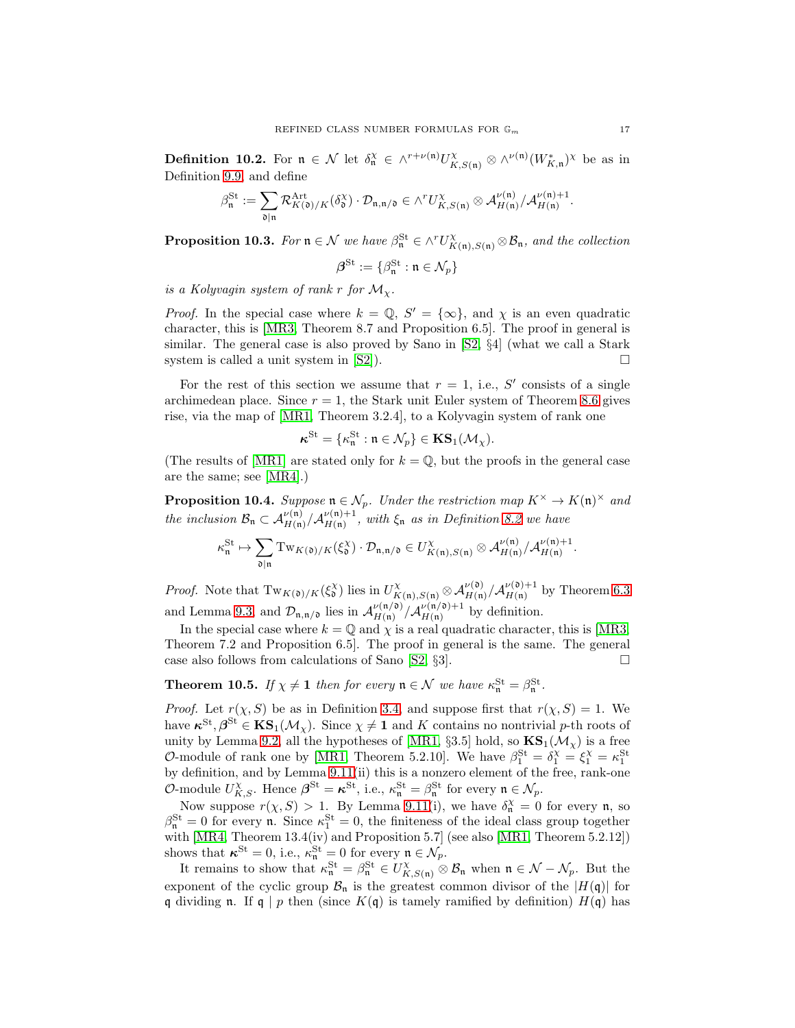**Definition 10.2.** For $\mathfrak{n} \in \mathcal{N}$ let $\delta_{\mathfrak{n}}^{\chi} \in \wedge^{r+\nu(\mathfrak{n})} U_{K,S(\mathfrak{n})}^{\chi} \otimes \wedge^{\nu(\mathfrak{n})}(W_{K,\mathfrak{n}}^{*})^{\chi}$ be as in Definition 9.9, and define

$$\beta_{\mathfrak{n}}^{\mathrm{St}} := \sum_{\mathfrak{d} \mid \mathfrak{n}} \mathcal{R}_{K(\mathfrak{d})/K}^{\mathrm{Art}}(\delta_{\mathfrak{d}}^{\chi}) \cdot \mathcal{D}_{\mathfrak{n},\mathfrak{n}/\mathfrak{d}} \in \wedge^{r} U_{K,S(\mathfrak{n})}^{\chi} \otimes \mathcal{A}_{H(\mathfrak{n})}^{\nu(\mathfrak{n})}/\mathcal{A}_{H(\mathfrak{n})}^{\nu(\mathfrak{n})+1}.$$

**Proposition 10.3.** *For $\mathfrak{n} \in \mathcal{N}$ we have $\beta_{\mathfrak{n}}^{\mathrm{St}} \in \wedge^{r} U_{K(\mathfrak{n}),S(\mathfrak{n})}^{\chi} \otimes \mathcal{B}_{\mathfrak{n}}$, and the collection*

$$\boldsymbol{\beta}^{\mathrm{St}} := \{\beta_{\mathfrak{n}}^{\mathrm{St}} : \mathfrak{n} \in \mathcal{N}_p\}$$

*is a Kolyvagin system of rank $r$ for $\mathcal{M}_{\chi}$.*

*Proof.* In the special case where $k = \mathbb{Q}$, $S' = \{\infty\}$, and $\chi$ is an even quadratic character, this is [MR3, Theorem 8.7 and Proposition 6.5]. The proof in general is similar. The general case is also proved by Sano in [S2, §4] (what we call a Stark system is called a unit system in [S2]). $\square$

For the rest of this section we assume that $r = 1$, i.e., $S'$ consists of a single archimedean place. Since $r = 1$, the Stark unit Euler system of Theorem 8.6 gives rise, via the map of [MR1, Theorem 3.2.4], to a Kolyvagin system of rank one

$$\boldsymbol{\kappa}^{\mathrm{St}} = \{\kappa_{\mathfrak{n}}^{\mathrm{St}} : \mathfrak{n} \in \mathcal{N}_p\} \in \mathbf{KS}_1(\mathcal{M}_{\chi}).$$

(The results of [MR1] are stated only for $k = \mathbb{Q}$, but the proofs in the general case are the same; see [MR4].)

**Proposition 10.4.** *Suppose $\mathfrak{n} \in \mathcal{N}_p$. Under the restriction map $K^{\times} \to K(\mathfrak{n})^{\times}$ and the inclusion $\mathcal{B}_{\mathfrak{n}} \subset \mathcal{A}_{H(\mathfrak{n})}^{\nu(\mathfrak{n})}/\mathcal{A}_{H(\mathfrak{n})}^{\nu(\mathfrak{n})+1}$, with $\xi_{\mathfrak{n}}$ as in Definition 8.2 we have*

$$\kappa_{\mathfrak{n}}^{\mathrm{St}} \mapsto \sum_{\mathfrak{d} \mid \mathfrak{n}} \mathrm{Tw}_{K(\mathfrak{d})/K}(\xi_{\mathfrak{d}}^{\chi}) \cdot \mathcal{D}_{\mathfrak{n},\mathfrak{n}/\mathfrak{d}} \in U_{K(\mathfrak{n}),S(\mathfrak{n})}^{\chi} \otimes \mathcal{A}_{H(\mathfrak{n})}^{\nu(\mathfrak{n})}/\mathcal{A}_{H(\mathfrak{n})}^{\nu(\mathfrak{n})+1}.$$

*Proof.* Note that $\mathrm{Tw}_{K(\mathfrak{d})/K}(\xi_{\mathfrak{d}}^{\chi})$ lies in $U_{K(\mathfrak{n}),S(\mathfrak{n})}^{\chi} \otimes \mathcal{A}_{H(\mathfrak{n})}^{\nu(\mathfrak{d})}/\mathcal{A}_{H(\mathfrak{n})}^{\nu(\mathfrak{d})+1}$ by Theorem 6.3 and Lemma 9.3, and $\mathcal{D}_{\mathfrak{n},\mathfrak{n}/\mathfrak{d}}$ lies in $\mathcal{A}_{H(\mathfrak{n})}^{\nu(\mathfrak{n}/\mathfrak{d})}/\mathcal{A}_{H(\mathfrak{n})}^{\nu(\mathfrak{n}/\mathfrak{d})+1}$ by definition.

In the special case where $k = \mathbb{Q}$ and $\chi$ is a real quadratic character, this is [MR3, Theorem 7.2 and Proposition 6.5]. The proof in general is the same. The general case also follows from calculations of Sano [S2, §3]. $\square$

**Theorem 10.5.** *If $\chi \neq \mathbf{1}$ then for every $\mathfrak{n} \in \mathcal{N}$ we have $\kappa_{\mathfrak{n}}^{\mathrm{St}} = \beta_{\mathfrak{n}}^{\mathrm{St}}$.*

*Proof.* Let $r(\chi, S)$ be as in Definition 3.4, and suppose first that $r(\chi, S) = 1$. We have $\boldsymbol{\kappa}^{\mathrm{St}}, \boldsymbol{\beta}^{\mathrm{St}} \in \mathbf{KS}_1(\mathcal{M}_{\chi})$. Since $\chi \neq \mathbf{1}$ and $K$ contains no nontrivial $p$-th roots of unity by Lemma 9.2, all the hypotheses of [MR1, §3.5] hold, so $\mathbf{KS}_1(\mathcal{M}_{\chi})$ is a free $\mathcal{O}$-module of rank one by [MR1, Theorem 5.2.10]. We have $\beta_1^{\mathrm{St}} = \delta_1^{\chi} = \xi_1^{\chi} = \kappa_1^{\mathrm{St}}$ by definition, and by Lemma 9.11(ii) this is a nonzero element of the free, rank-one $\mathcal{O}$-module $U_{K,S}^{\chi}$. Hence $\boldsymbol{\beta}^{\mathrm{St}} = \boldsymbol{\kappa}^{\mathrm{St}}$, i.e., $\kappa_{\mathfrak{n}}^{\mathrm{St}} = \beta_{\mathfrak{n}}^{\mathrm{St}}$ for every $\mathfrak{n} \in \mathcal{N}_p$.

Now suppose $r(\chi, S) > 1$. By Lemma 9.11(i), we have $\delta_{\mathfrak{n}}^{\chi} = 0$ for every $\mathfrak{n}$, so $\beta_{\mathfrak{n}}^{\mathrm{St}} = 0$ for every $\mathfrak{n}$. Since $\kappa_1^{\mathrm{St}} = 0$, the finiteness of the ideal class group together with [MR4, Theorem 13.4(iv) and Proposition 5.7] (see also [MR1, Theorem 5.2.12]) shows that $\boldsymbol{\kappa}^{\mathrm{St}} = 0$, i.e., $\kappa_{\mathfrak{n}}^{\mathrm{St}} = 0$ for every $\mathfrak{n} \in \mathcal{N}_p$.

It remains to show that $\kappa_{\mathfrak{n}}^{\mathrm{St}} = \beta_{\mathfrak{n}}^{\mathrm{St}} \in U_{K,S(\mathfrak{n})}^{\chi} \otimes \mathcal{B}_{\mathfrak{n}}$ when $\mathfrak{n} \in \mathcal{N} - \mathcal{N}_p$. But the exponent of the cyclic group $\mathcal{B}_{\mathfrak{n}}$ is the greatest common divisor of the $|H(\mathfrak{q})|$ for $\mathfrak{q}$ dividing $\mathfrak{n}$. If $\mathfrak{q} \mid p$ then (since $K(\mathfrak{q})$ is tamely ramified by definition) $H(\mathfrak{q})$ has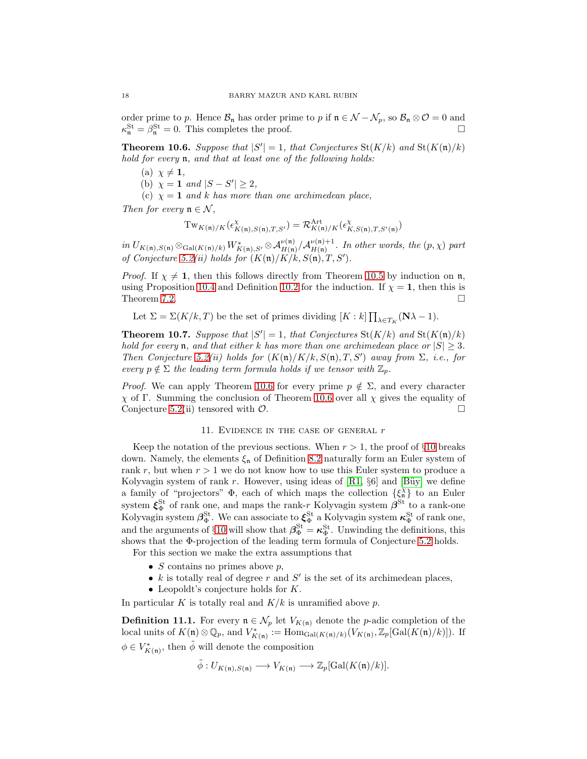order prime to $p$. Hence $\mathcal{B}_\mathfrak{n}$ has order prime to $p$ if $\mathfrak{n} \in \mathcal{N} - \mathcal{N}_p$, so $\mathcal{B}_\mathfrak{n} \otimes \mathcal{O} = 0$ and $\kappa_\mathfrak{n}^{\mathrm{St}} = \beta_\mathfrak{n}^{\mathrm{St}} = 0$. This completes the proof. $\square$

**Theorem 10.6.** *Suppose that $|S'| = 1$, that Conjectures $\mathrm{St}(K/k)$ and $\mathrm{St}(K(\mathfrak{n})/k)$ hold for every $\mathfrak{n}$, and that at least one of the following holds:*

(a) *$\chi \neq \mathbf{1}$,*
(b) *$\chi = \mathbf{1}$ and $|S - S'| \geq 2$,*
(c) *$\chi = \mathbf{1}$ and $k$ has more than one archimedean place,*

*Then for every $\mathfrak{n} \in \mathcal{N}$,*

$$\mathrm{Tw}_{K(\mathfrak{n})/K}(\epsilon^\chi_{K(\mathfrak{n}),S(\mathfrak{n}),T,S'}) = \mathcal{R}^{\mathrm{Art}}_{K(\mathfrak{n})/K}(\epsilon^\chi_{K,S(\mathfrak{n}),T,S'(\mathfrak{n})})$$

*in $U_{K(\mathfrak{n}),S(\mathfrak{n})} \otimes_{\mathrm{Gal}(K(\mathfrak{n})/k)} W^*_{K(\mathfrak{n}),S'} \otimes \mathcal{A}^{\nu(\mathfrak{n})}_{H(\mathfrak{n})}/\mathcal{A}^{\nu(\mathfrak{n})+1}_{H(\mathfrak{n})}$. In other words, the $(p,\chi)$ part of Conjecture 5.2(ii) holds for $(K(\mathfrak{n})/K/k, S(\mathfrak{n}), T, S')$.*

*Proof.* If $\chi \neq \mathbf{1}$, then this follows directly from Theorem 10.5 by induction on $\mathfrak{n}$, using Proposition 10.4 and Definition 10.2 for the induction. If $\chi = \mathbf{1}$, then this is Theorem 7.2. $\square$

Let $\Sigma = \Sigma(K/k, T)$ be the set of primes dividing $[K : k] \prod_{\lambda \in T_K} (\mathbf{N}\lambda - 1)$.

**Theorem 10.7.** *Suppose that $|S'| = 1$, that Conjectures $\mathrm{St}(K/k)$ and $\mathrm{St}(K(\mathfrak{n})/k)$ hold for every $\mathfrak{n}$, and that either $k$ has more than one archimedean place or $|S| \geq 3$. Then Conjecture 5.2(ii) holds for $(K(\mathfrak{n})/K/k, S(\mathfrak{n}), T, S')$ away from $\Sigma$, i.e., for every $p \notin \Sigma$ the leading term formula holds if we tensor with $\mathbb{Z}_p$.*

*Proof.* We can apply Theorem 10.6 for every prime $p \notin \Sigma$, and every character $\chi$ of $\Gamma$. Summing the conclusion of Theorem 10.6 over all $\chi$ gives the equality of Conjecture 5.2(ii) tensored with $\mathcal{O}$. $\square$

## 11. Evidence in the case of general $r$

Keep the notation of the previous sections. When $r > 1$, the proof of §10 breaks down. Namely, the elements $\xi_\mathfrak{n}$ of Definition 8.2 naturally form an Euler system of rank $r$, but when $r > 1$ we do not know how to use this Euler system to produce a Kolyvagin system of rank $r$. However, using ideas of [R1, §6] and [Büy] we define a family of "projectors" $\Phi$, each of which maps the collection $\{\xi^\chi_\mathfrak{n}\}$ to an Euler system $\boldsymbol{\xi}^{\mathrm{St}}_\Phi$ of rank one, and maps the rank-$r$ Kolyvagin system $\boldsymbol{\beta}^{\mathrm{St}}$ to a rank-one Kolyvagin system $\boldsymbol{\beta}^{\mathrm{St}}_\Phi$. We can associate to $\boldsymbol{\xi}^{\mathrm{St}}_\Phi$ a Kolyvagin system $\boldsymbol{\kappa}^{\mathrm{St}}_\Phi$ of rank one, and the arguments of §10 will show that $\boldsymbol{\beta}^{\mathrm{St}}_\Phi = \boldsymbol{\kappa}^{\mathrm{St}}_\Phi$. Unwinding the definitions, this shows that the $\Phi$-projection of the leading term formula of Conjecture 5.2 holds.

For this section we make the extra assumptions that

- $S$ contains no primes above $p$,
- $k$ is totally real of degree $r$ and $S'$ is the set of its archimedean places,
- Leopoldt's conjecture holds for $K$.

In particular $K$ is totally real and $K/k$ is unramified above $p$.

**Definition 11.1.** For every $\mathfrak{n} \in \mathcal{N}_p$ let $V_{K(\mathfrak{n})}$ denote the $p$-adic completion of the local units of $K(\mathfrak{n}) \otimes \mathbb{Q}_p$, and $V^*_{K(\mathfrak{n})} := \mathrm{Hom}_{\mathrm{Gal}(K(\mathfrak{n})/k)}(V_{K(\mathfrak{n})}, \mathbb{Z}_p[\mathrm{Gal}(K(\mathfrak{n})/k)])$. If $\phi \in V^*_{K(\mathfrak{n})}$, then $\tilde{\phi}$ will denote the composition

$$\tilde{\phi} : U_{K(\mathfrak{n}),S(\mathfrak{n})} \longrightarrow V_{K(\mathfrak{n})} \longrightarrow \mathbb{Z}_p[\mathrm{Gal}(K(\mathfrak{n})/k)].$$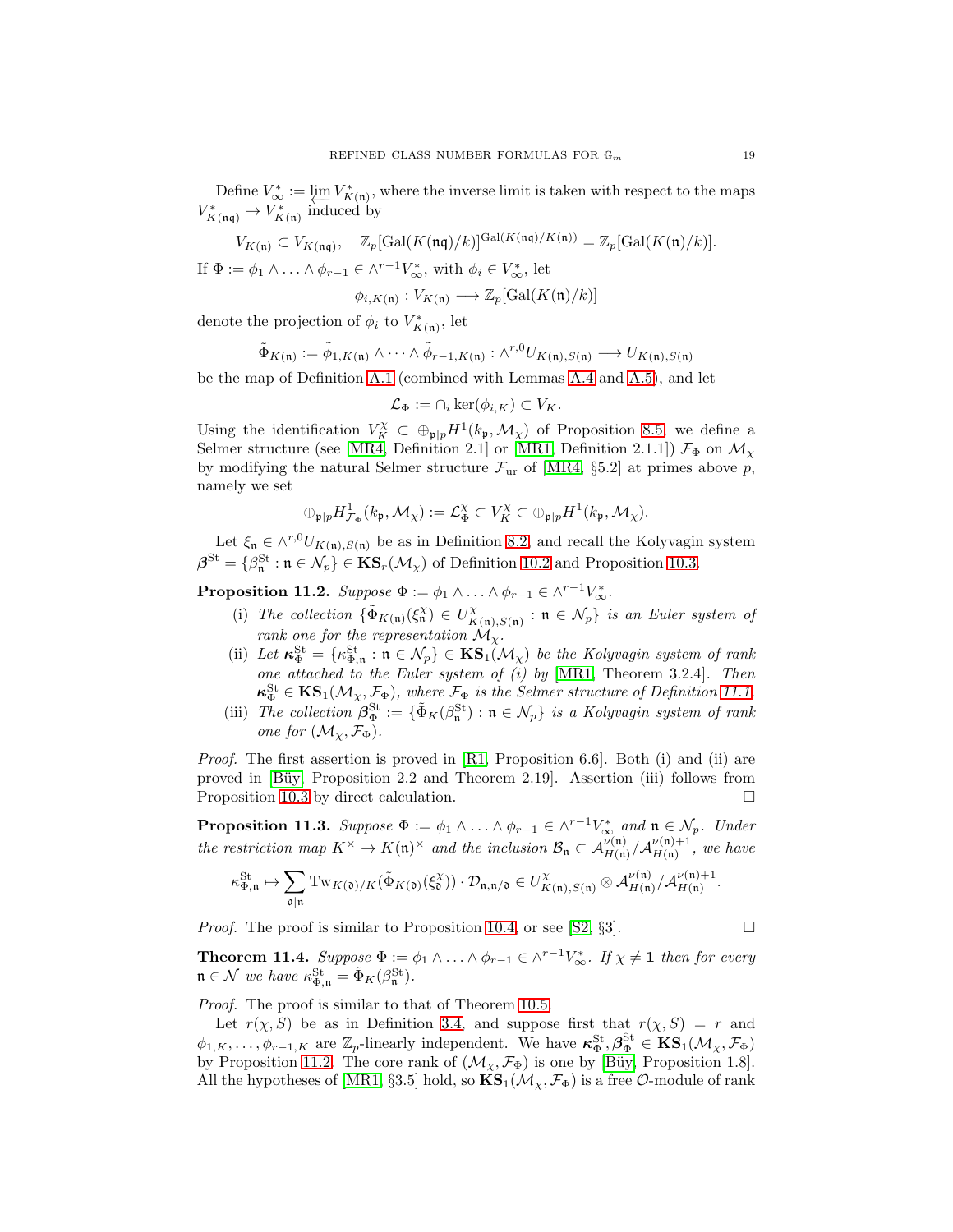Define $V_\infty^* := \varprojlim V_{K(\mathfrak{n})}^*$, where the inverse limit is taken with respect to the maps $V_{K(\mathfrak{n}\mathfrak{q})}^* \to V_{K(\mathfrak{n})}^*$ induced by

$$V_{K(\mathfrak{n})} \subset V_{K(\mathfrak{n}\mathfrak{q})}, \quad \mathbb{Z}_p[\mathrm{Gal}(K(\mathfrak{n}\mathfrak{q})/k)]^{\mathrm{Gal}(K(\mathfrak{n}\mathfrak{q})/K(\mathfrak{n}))} = \mathbb{Z}_p[\mathrm{Gal}(K(\mathfrak{n})/k)].$$

If $\Phi := \phi_1 \wedge \ldots \wedge \phi_{r-1} \in \wedge^{r-1} V_\infty^*$, with $\phi_i \in V_\infty^*$, let

$$\phi_{i,K(\mathfrak{n})} : V_{K(\mathfrak{n})} \longrightarrow \mathbb{Z}_p[\mathrm{Gal}(K(\mathfrak{n})/k)]$$

denote the projection of $\phi_i$ to $V_{K(\mathfrak{n})}^*$, let

$$\tilde{\Phi}_{K(\mathfrak{n})} := \tilde{\phi}_{1,K(\mathfrak{n})} \wedge \cdots \wedge \tilde{\phi}_{r-1,K(\mathfrak{n})} : \wedge^{r,0} U_{K(\mathfrak{n}),S(\mathfrak{n})} \longrightarrow U_{K(\mathfrak{n}),S(\mathfrak{n})}$$

be the map of Definition A.1 (combined with Lemmas A.4 and A.5), and let

$$\mathcal{L}_\Phi := \cap_i \ker(\phi_{i,K}) \subset V_K.$$

Using the identification $V_K^\chi \subset \oplus_{\mathfrak{p}|p} H^1(k_\mathfrak{p}, \mathcal{M}_\chi)$ of Proposition 8.5, we define a Selmer structure (see [MR4, Definition 2.1] or [MR1, Definition 2.1.1]) $\mathcal{F}_\Phi$ on $\mathcal{M}_\chi$ by modifying the natural Selmer structure $\mathcal{F}_{\mathrm{ur}}$ of [MR4, §5.2] at primes above $p$, namely we set

$$\oplus_{\mathfrak{p}|p} H^1_{\mathcal{F}_\Phi}(k_\mathfrak{p}, \mathcal{M}_\chi) := \mathcal{L}_\Phi^\chi \subset V_K^\chi \subset \oplus_{\mathfrak{p}|p} H^1(k_\mathfrak{p}, \mathcal{M}_\chi).$$

Let $\xi_\mathfrak{n} \in \wedge^{r,0} U_{K(\mathfrak{n}),S(\mathfrak{n})}$ be as in Definition 8.2, and recall the Kolyvagin system $\boldsymbol{\beta}^{\mathrm{St}} = \{\beta_\mathfrak{n}^{\mathrm{St}} : \mathfrak{n} \in \mathcal{N}_p\} \in \mathbf{KS}_r(\mathcal{M}_\chi)$ of Definition 10.2 and Proposition 10.3.

**Proposition 11.2.** *Suppose $\Phi := \phi_1 \wedge \ldots \wedge \phi_{r-1} \in \wedge^{r-1} V_\infty^*$.*

- (i) *The collection $\{\tilde{\Phi}_{K(\mathfrak{n})}(\xi_\mathfrak{n}^\chi) \in U^\chi_{K(\mathfrak{n}),S(\mathfrak{n})} : \mathfrak{n} \in \mathcal{N}_p\}$ is an Euler system of rank one for the representation $\mathcal{M}_\chi$.*
- (ii) *Let $\boldsymbol{\kappa}_\Phi^{\mathrm{St}} = \{\kappa_{\Phi,\mathfrak{n}}^{\mathrm{St}} : \mathfrak{n} \in \mathcal{N}_p\} \in \mathbf{KS}_1(\mathcal{M}_\chi)$ be the Kolyvagin system of rank one attached to the Euler system of (i) by [MR1, Theorem 3.2.4]. Then $\boldsymbol{\kappa}_\Phi^{\mathrm{St}} \in \mathbf{KS}_1(\mathcal{M}_\chi, \mathcal{F}_\Phi)$, where $\mathcal{F}_\Phi$ is the Selmer structure of Definition 11.1.*
- (iii) *The collection $\boldsymbol{\beta}_\Phi^{\mathrm{St}} := \{\tilde{\Phi}_K(\beta_\mathfrak{n}^{\mathrm{St}}) : \mathfrak{n} \in \mathcal{N}_p\}$ is a Kolyvagin system of rank one for $(\mathcal{M}_\chi, \mathcal{F}_\Phi)$.*

*Proof.* The first assertion is proved in [R1, Proposition 6.6]. Both (i) and (ii) are proved in [Büy, Proposition 2.2 and Theorem 2.19]. Assertion (iii) follows from Proposition 10.3 by direct calculation. □

**Proposition 11.3.** *Suppose $\Phi := \phi_1 \wedge \ldots \wedge \phi_{r-1} \in \wedge^{r-1} V_\infty^*$ and $\mathfrak{n} \in \mathcal{N}_p$. Under the restriction map $K^\times \to K(\mathfrak{n})^\times$ and the inclusion $\mathcal{B}_\mathfrak{n} \subset \mathcal{A}_{H(\mathfrak{n})}^{\nu(\mathfrak{n})}/\mathcal{A}_{H(\mathfrak{n})}^{\nu(\mathfrak{n})+1}$, we have*

$$\kappa_{\Phi,\mathfrak{n}}^{\mathrm{St}} \mapsto \sum_{\mathfrak{d}|\mathfrak{n}} \mathrm{Tw}_{K(\mathfrak{d})/K}(\tilde{\Phi}_{K(\mathfrak{d})}(\xi_\mathfrak{d}^\chi)) \cdot \mathcal{D}_{\mathfrak{n},\mathfrak{n}/\mathfrak{d}} \in U^\chi_{K(\mathfrak{n}),S(\mathfrak{n})} \otimes \mathcal{A}_{H(\mathfrak{n})}^{\nu(\mathfrak{n})}/\mathcal{A}_{H(\mathfrak{n})}^{\nu(\mathfrak{n})+1}.$$

*Proof.* The proof is similar to Proposition 10.4, or see [S2, §3]. □

**Theorem 11.4.** *Suppose $\Phi := \phi_1 \wedge \ldots \wedge \phi_{r-1} \in \wedge^{r-1} V_\infty^*$. If $\chi \neq \mathbf{1}$ then for every $\mathfrak{n} \in \mathcal{N}$ we have $\kappa_{\Phi,\mathfrak{n}}^{\mathrm{St}} = \tilde{\Phi}_K(\beta_\mathfrak{n}^{\mathrm{St}})$.*

*Proof.* The proof is similar to that of Theorem 10.5.

Let $r(\chi, S)$ be as in Definition 3.4, and suppose first that $r(\chi, S) = r$ and $\phi_{1,K}, \ldots, \phi_{r-1,K}$ are $\mathbb{Z}_p$-linearly independent. We have $\boldsymbol{\kappa}_\Phi^{\mathrm{St}}, \boldsymbol{\beta}_\Phi^{\mathrm{St}} \in \mathbf{KS}_1(\mathcal{M}_\chi, \mathcal{F}_\Phi)$ by Proposition 11.2. The core rank of $(\mathcal{M}_\chi, \mathcal{F}_\Phi)$ is one by [Büy, Proposition 1.8]. All the hypotheses of [MR1, §3.5] hold, so $\mathbf{KS}_1(\mathcal{M}_\chi, \mathcal{F}_\Phi)$ is a free $\mathcal{O}$-module of rank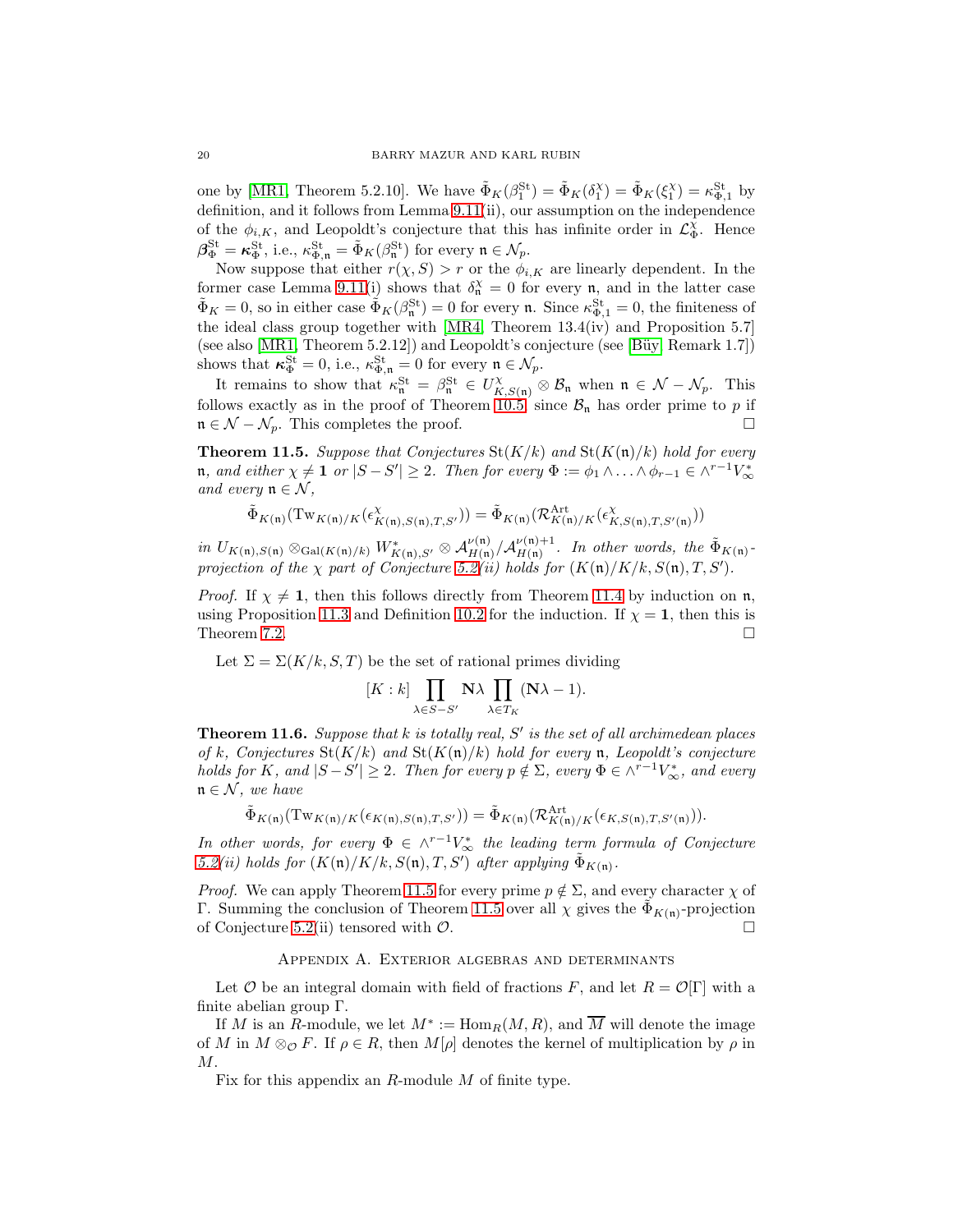one by [MR1, Theorem 5.2.10]. We have $\tilde{\Phi}_K(\beta_1^{\mathrm{St}}) = \tilde{\Phi}_K(\delta_1^\chi) = \tilde{\Phi}_K(\xi_1^\chi) = \kappa_{\Phi,1}^{\mathrm{St}}$ by definition, and it follows from Lemma 9.11(ii), our assumption on the independence of the $\phi_{i,K}$, and Leopoldt's conjecture that this has infinite order in $\mathcal{L}_\Phi^\chi$. Hence $\boldsymbol{\beta}_\Phi^{\mathrm{St}} = \boldsymbol{\kappa}_\Phi^{\mathrm{St}}$, i.e., $\kappa_{\Phi,\mathfrak{n}}^{\mathrm{St}} = \tilde{\Phi}_K(\beta_\mathfrak{n}^{\mathrm{St}})$ for every $\mathfrak{n} \in \mathcal{N}_p$.

Now suppose that either $r(\chi, S) > r$ or the $\phi_{i,K}$ are linearly dependent. In the former case Lemma 9.11(i) shows that $\delta_\mathfrak{n}^\chi = 0$ for every $\mathfrak{n}$, and in the latter case $\tilde{\Phi}_K = 0$, so in either case $\tilde{\Phi}_K(\beta_\mathfrak{n}^{\mathrm{St}}) = 0$ for every $\mathfrak{n}$. Since $\kappa_{\Phi,1}^{\mathrm{St}} = 0$, the finiteness of the ideal class group together with [MR4, Theorem 13.4(iv) and Proposition 5.7] (see also [MR1, Theorem 5.2.12]) and Leopoldt's conjecture (see [Büy, Remark 1.7]) shows that $\boldsymbol{\kappa}_\Phi^{\mathrm{St}} = 0$, i.e., $\kappa_{\Phi,\mathfrak{n}}^{\mathrm{St}} = 0$ for every $\mathfrak{n} \in \mathcal{N}_p$.

It remains to show that $\kappa_\mathfrak{n}^{\mathrm{St}} = \beta_\mathfrak{n}^{\mathrm{St}} \in U_{K,S(\mathfrak{n})}^\chi \otimes \mathcal{B}_\mathfrak{n}$ when $\mathfrak{n} \in \mathcal{N} - \mathcal{N}_p$. This follows exactly as in the proof of Theorem 10.5, since $\mathcal{B}_\mathfrak{n}$ has order prime to $p$ if $\mathfrak{n} \in \mathcal{N} - \mathcal{N}_p$. This completes the proof. □

**Theorem 11.5.** *Suppose that Conjectures* $\mathrm{St}(K/k)$ *and* $\mathrm{St}(K(\mathfrak{n})/k)$ *hold for every* $\mathfrak{n}$*, and either* $\chi \neq \mathbf{1}$ *or* $|S - S'| \geq 2$*. Then for every* $\Phi := \phi_1 \wedge \ldots \wedge \phi_{r-1} \in \wedge^{r-1} V_\infty^*$ *and every* $\mathfrak{n} \in \mathcal{N}$*,*

$$\tilde{\Phi}_{K(\mathfrak{n})}(\mathrm{Tw}_{K(\mathfrak{n})/K}(\epsilon^\chi_{K(\mathfrak{n}),S(\mathfrak{n}),T,S'})) = \tilde{\Phi}_{K(\mathfrak{n})}(\mathcal{R}^{\mathrm{Art}}_{K(\mathfrak{n})/K}(\epsilon^\chi_{K,S(\mathfrak{n}),T,S'(\mathfrak{n})}))$$

*in* $U_{K(\mathfrak{n}),S(\mathfrak{n})} \otimes_{\mathrm{Gal}(K(\mathfrak{n})/k)} W^*_{K(\mathfrak{n}),S'} \otimes \mathcal{A}^{\nu(\mathfrak{n})}_{H(\mathfrak{n})}/\mathcal{A}^{\nu(\mathfrak{n})+1}_{H(\mathfrak{n})}$*. In other words, the* $\tilde{\Phi}_{K(\mathfrak{n})}$*-projection of the* $\chi$ *part of Conjecture 5.2(ii) holds for* $(K(\mathfrak{n})/K/k, S(\mathfrak{n}), T, S')$*.*

*Proof.* If $\chi \neq \mathbf{1}$, then this follows directly from Theorem 11.4 by induction on $\mathfrak{n}$, using Proposition 11.3 and Definition 10.2 for the induction. If $\chi = \mathbf{1}$, then this is Theorem 7.2. □

Let $\Sigma = \Sigma(K/k, S, T)$ be the set of rational primes dividing

$$[K : k] \prod_{\lambda \in S - S'} \mathbf{N}\lambda \prod_{\lambda \in T_K} (\mathbf{N}\lambda - 1).$$

**Theorem 11.6.** *Suppose that* $k$ *is totally real,* $S'$ *is the set of all archimedean places of* $k$*, Conjectures* $\mathrm{St}(K/k)$ *and* $\mathrm{St}(K(\mathfrak{n})/k)$ *hold for every* $\mathfrak{n}$*, Leopoldt's conjecture holds for* $K$*, and* $|S - S'| \geq 2$*. Then for every* $p \notin \Sigma$*, every* $\Phi \in \wedge^{r-1} V_\infty^*$*, and every* $\mathfrak{n} \in \mathcal{N}$*, we have*

$$\tilde{\Phi}_{K(\mathfrak{n})}(\mathrm{Tw}_{K(\mathfrak{n})/K}(\epsilon_{K(\mathfrak{n}),S(\mathfrak{n}),T,S'})) = \tilde{\Phi}_{K(\mathfrak{n})}(\mathcal{R}^{\mathrm{Art}}_{K(\mathfrak{n})/K}(\epsilon_{K,S(\mathfrak{n}),T,S'(\mathfrak{n})})).$$

*In other words, for every* $\Phi \in \wedge^{r-1} V_\infty^*$ *the leading term formula of Conjecture 5.2(ii) holds for* $(K(\mathfrak{n})/K/k, S(\mathfrak{n}), T, S')$ *after applying* $\tilde{\Phi}_{K(\mathfrak{n})}$*.*

*Proof.* We can apply Theorem 11.5 for every prime $p \notin \Sigma$, and every character $\chi$ of $\Gamma$. Summing the conclusion of Theorem 11.5 over all $\chi$ gives the $\tilde{\Phi}_{K(\mathfrak{n})}$-projection of Conjecture 5.2(ii) tensored with $\mathcal{O}$. □

## Appendix A. Exterior algebras and determinants

Let $\mathcal{O}$ be an integral domain with field of fractions $F$, and let $R = \mathcal{O}[\Gamma]$ with a finite abelian group $\Gamma$.

If $M$ is an $R$-module, we let $M^* := \mathrm{Hom}_R(M, R)$, and $\overline{M}$ will denote the image of $M$ in $M \otimes_\mathcal{O} F$. If $\rho \in R$, then $M[\rho]$ denotes the kernel of multiplication by $\rho$ in $M$.

Fix for this appendix an $R$-module $M$ of finite type.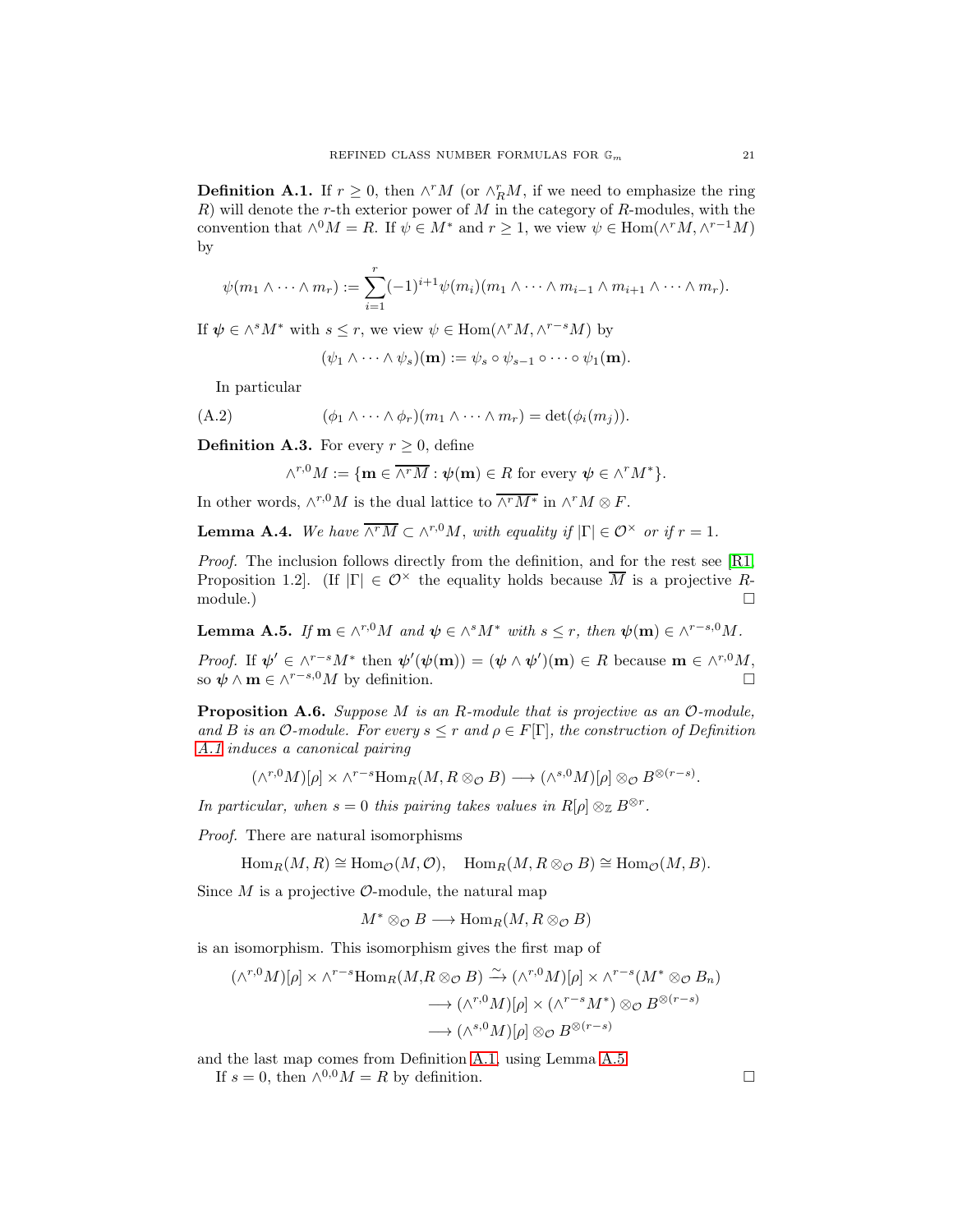**Definition A.1.** If $r \geq 0$, then $\wedge^r M$ (or $\wedge^r_R M$, if we need to emphasize the ring $R$) will denote the $r$-th exterior power of $M$ in the category of $R$-modules, with the convention that $\wedge^0 M = R$. If $\psi \in M^*$ and $r \geq 1$, we view $\psi \in \mathrm{Hom}(\wedge^r M, \wedge^{r-1} M)$ by

$$\psi(m_1 \wedge \cdots \wedge m_r) := \sum_{i=1}^{r} (-1)^{i+1} \psi(m_i)(m_1 \wedge \cdots \wedge m_{i-1} \wedge m_{i+1} \wedge \cdots \wedge m_r).$$

If $\boldsymbol{\psi} \in \wedge^s M^*$ with $s \leq r$, we view $\psi \in \mathrm{Hom}(\wedge^r M, \wedge^{r-s} M)$ by

$$(\psi_1 \wedge \cdots \wedge \psi_s)(\mathbf{m}) := \psi_s \circ \psi_{s-1} \circ \cdots \circ \psi_1(\mathbf{m}).$$

In particular

$$(\phi_1 \wedge \cdots \wedge \phi_r)(m_1 \wedge \cdots \wedge m_r) = \det(\phi_i(m_j)). \tag{A.2}$$

**Definition A.3.** For every $r \geq 0$, define

$$\wedge^{r,0} M := \{\mathbf{m} \in \overline{\wedge^r M} : \boldsymbol{\psi}(\mathbf{m}) \in R \text{ for every } \boldsymbol{\psi} \in \wedge^r M^*\}.$$

In other words, $\wedge^{r,0} M$ is the dual lattice to $\overline{\wedge^r M^*}$ in $\wedge^r M \otimes F$.

**Lemma A.4.** *We have $\overline{\wedge^r M} \subset \wedge^{r,0} M$, with equality if $|\Gamma| \in \mathcal{O}^\times$ or if $r = 1$.*

*Proof.* The inclusion follows directly from the definition, and for the rest see [R1, Proposition 1.2]. (If $|\Gamma| \in \mathcal{O}^\times$ the equality holds because $\overline{M}$ is a projective $R$-module.) □

**Lemma A.5.** *If $\mathbf{m} \in \wedge^{r,0} M$ and $\boldsymbol{\psi} \in \wedge^s M^*$ with $s \leq r$, then $\boldsymbol{\psi}(\mathbf{m}) \in \wedge^{r-s,0} M$.*

*Proof.* If $\boldsymbol{\psi}' \in \wedge^{r-s} M^*$ then $\boldsymbol{\psi}'(\boldsymbol{\psi}(\mathbf{m})) = (\boldsymbol{\psi} \wedge \boldsymbol{\psi}')(\mathbf{m}) \in R$ because $\mathbf{m} \in \wedge^{r,0} M$, so $\boldsymbol{\psi} \wedge \mathbf{m} \in \wedge^{r-s,0} M$ by definition. □

**Proposition A.6.** *Suppose $M$ is an $R$-module that is projective as an $\mathcal{O}$-module, and $B$ is an $\mathcal{O}$-module. For every $s \leq r$ and $\rho \in F[\Gamma]$, the construction of Definition A.1 induces a canonical pairing*

$$(\wedge^{r,0} M)[\rho] \times \wedge^{r-s} \mathrm{Hom}_R(M, R \otimes_{\mathcal{O}} B) \longrightarrow (\wedge^{s,0} M)[\rho] \otimes_{\mathcal{O}} B^{\otimes(r-s)}.$$

*In particular, when $s = 0$ this pairing takes values in $R[\rho] \otimes_{\mathbb{Z}} B^{\otimes r}$.*

*Proof.* There are natural isomorphisms

$$\mathrm{Hom}_R(M, R) \cong \mathrm{Hom}_{\mathcal{O}}(M, \mathcal{O}), \quad \mathrm{Hom}_R(M, R \otimes_{\mathcal{O}} B) \cong \mathrm{Hom}_{\mathcal{O}}(M, B).$$

Since $M$ is a projective $\mathcal{O}$-module, the natural map

$$M^* \otimes_{\mathcal{O}} B \longrightarrow \mathrm{Hom}_R(M, R \otimes_{\mathcal{O}} B)$$

is an isomorphism. This isomorphism gives the first map of

$$\begin{aligned}
(\wedge^{r,0} M)[\rho] \times \wedge^{r-s} \mathrm{Hom}_R(M, R \otimes_{\mathcal{O}} B) &\xrightarrow{\sim} (\wedge^{r,0} M)[\rho] \times \wedge^{r-s}(M^* \otimes_{\mathcal{O}} B_n) \\
&\longrightarrow (\wedge^{r,0} M)[\rho] \times (\wedge^{r-s} M^*) \otimes_{\mathcal{O}} B^{\otimes(r-s)} \\
&\longrightarrow (\wedge^{s,0} M)[\rho] \otimes_{\mathcal{O}} B^{\otimes(r-s)}
\end{aligned}$$

and the last map comes from Definition A.1, using Lemma A.5.

If $s = 0$, then $\wedge^{0,0} M = R$ by definition. □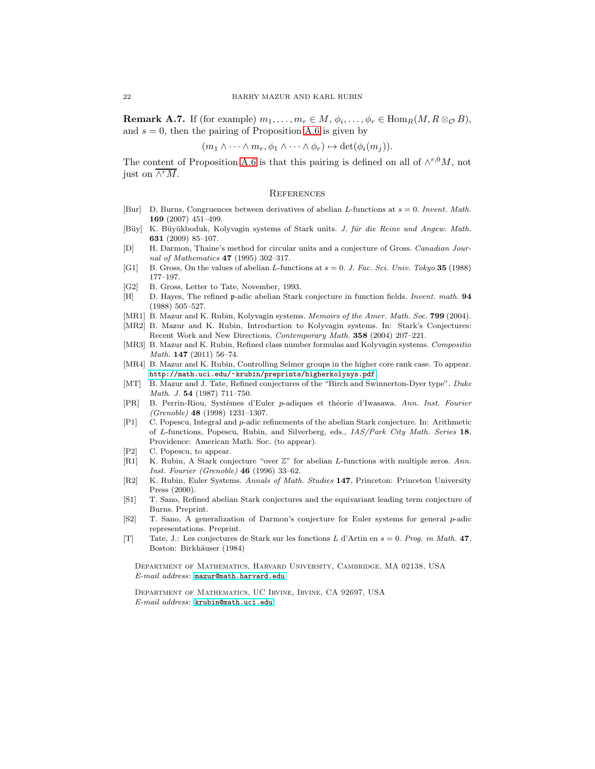**Remark A.7.** If (for example) $m_1, \ldots, m_r \in M$, $\phi_i, \ldots, \phi_r \in \mathrm{Hom}_R(M, R \otimes_{\mathcal{O}} B)$, and $s = 0$, then the pairing of Proposition A.6 is given by

$$(m_1 \wedge \cdots \wedge m_r, \phi_1 \wedge \cdots \wedge \phi_r) \mapsto \det(\phi_i(m_j)).$$

The content of Proposition A.6 is that this pairing is defined on all of $\wedge^{r,0} M$, not just on $\overline{\wedge^r M}$.

## References

- [Bur] D. Burns, Congruences between derivatives of abelian $L$-functions at $s = 0$. *Invent. Math.* **169** (2007) 451–499.
- [Büy] K. Büyükboduk, Kolyvagin systems of Stark units. *J. für die Reine und Angew. Math.* **631** (2009) 85–107.
- [D] H. Darmon, Thaine's method for circular units and a conjecture of Gross. *Canadian Journal of Mathematics* **47** (1995) 302–317.
- [G1] B. Gross, On the values of abelian $L$-functions at $s = 0$. *J. Fac. Sci. Univ. Tokyo* **35** (1988) 177–197.
- [G2] B. Gross, Letter to Tate, November, 1993.
- [H] D. Hayes, The refined $\mathfrak{p}$-adic abelian Stark conjecture in function fields. *Invent. math.* **94** (1988) 505–527.
- [MR1] B. Mazur and K. Rubin, Kolyvagin systems. *Memoirs of the Amer. Math. Soc.* **799** (2004).
- [MR2] B. Mazur and K. Rubin, Introduction to Kolyvagin systems. In: Stark's Conjectures: Recent Work and New Directions, *Contemporary Math.* **358** (2004) 207–221.
- [MR3] B. Mazur and K. Rubin, Refined class number formulas and Kolyvagin systems. *Compositio Math.* **147** (2011) 56–74.
- [MR4] B. Mazur and K. Rubin, Controlling Selmer groups in the higher core rank case. To appear. http://math.uci.edu/~krubin/preprints/higherkolysys.pdf
- [MT] B. Mazur and J. Tate, Refined conjectures of the "Birch and Swinnerton-Dyer type". *Duke Math. J.* **54** (1987) 711–750.
- [PR] B. Perrin-Riou, Systèmes d'Euler $p$-adiques et théorie d'Iwasawa. *Ann. Inst. Fourier (Grenoble)* **48** (1998) 1231–1307.
- [P1] C. Popescu, Integral and $p$-adic refinements of the abelian Stark conjecture. In: Arithmetic of $L$-functions, Popescu, Rubin, and Silverberg, eds., *IAS/Park City Math. Series* **18**, Providence: American Math. Soc. (to appear).
- [P2] C. Popescu, to appear.
- [R1] K. Rubin, A Stark conjecture "over $\mathbb{Z}$" for abelian $L$-functions with multiple zeros. *Ann. Inst. Fourier (Grenoble)* **46** (1996) 33–62.
- [R2] K. Rubin, Euler Systems. *Annals of Math. Studies* **147**, Princeton: Princeton University Press (2000).
- [S1] T. Sano, Refined abelian Stark conjectures and the equivariant leading term conjecture of Burns. Preprint.
- [S2] T. Sano, A generalization of Darmon's conjecture for Euler systems for general $p$-adic representations. Preprint.
- [T] Tate, J.: Les conjectures de Stark sur les fonctions $L$ d'Artin en $s = 0$. *Prog. in Math.* **47**, Boston: Birkhäuser (1984)

Department of Mathematics, Harvard University, Cambridge, MA 02138, USA
*E-mail address*: mazur@math.harvard.edu

Department of Mathematics, UC Irvine, Irvine, CA 92697, USA
*E-mail address*: krubin@math.uci.edu